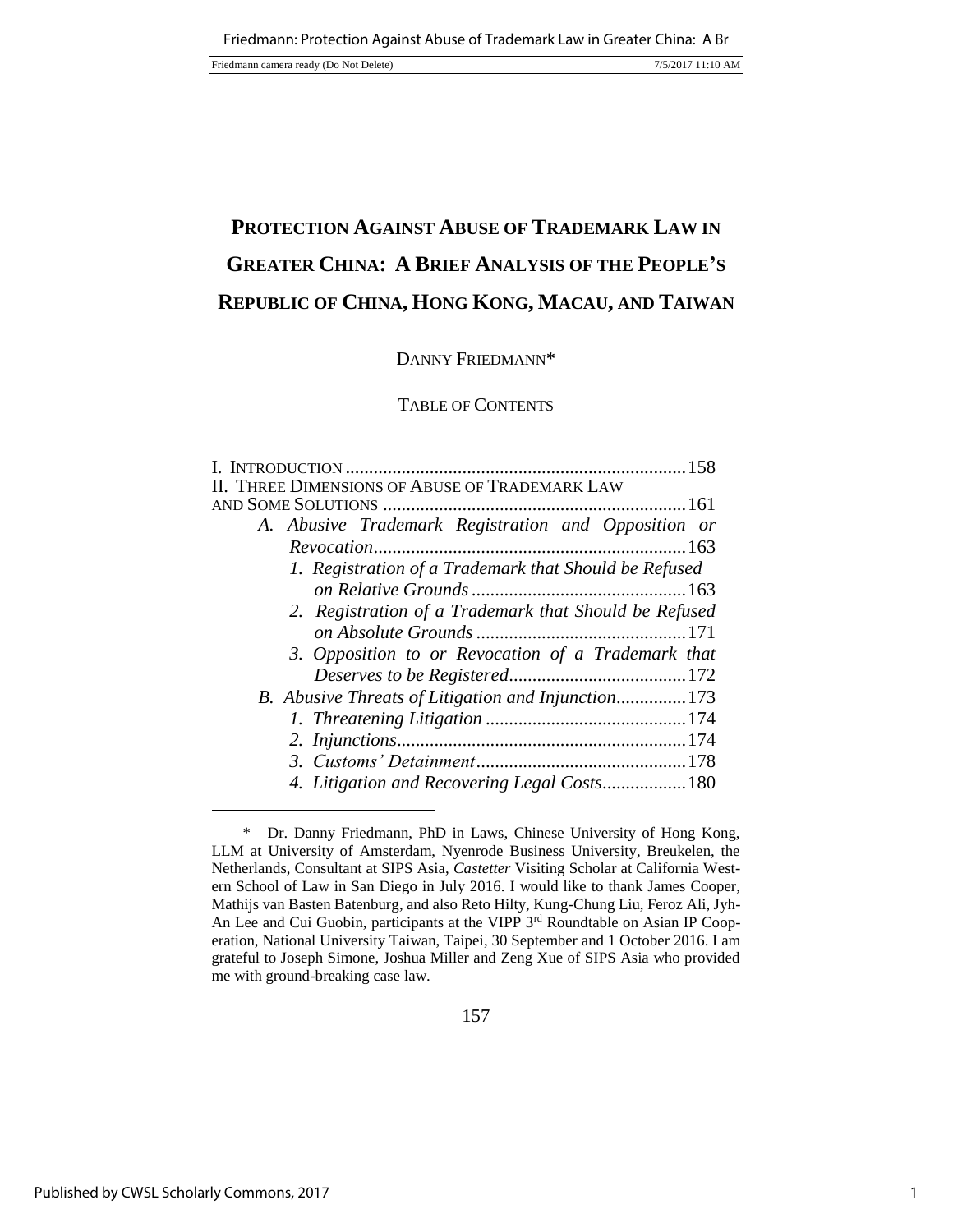# PROTECTION AGAINST ABUSE OF TRADEMARK LAW IN GREATER CHINA: A BRIEF ANALYSIS OF THE PEOPLE'S REPUBLIC OF CHINA, HONG KONG, MACAU, AND TAIWAN

DANNY FRIEDMANN*

TABLE OF CONTENTS

I. INTRODUCTION ........................................................................ 158
II. THREE DIMENSIONS OF ABUSE OF TRADEMARK LAW AND SOME SOLUTIONS ................................................................. 161
- A. *Abusive Trademark Registration and Opposition or Revocation* ................................................................. 163
  - 1. *Registration of a Trademark that Should be Refused on Relative Grounds* ............................................. 163
  - 2. *Registration of a Trademark that Should be Refused on Absolute Grounds* ............................................. 171
  - 3. *Opposition to or Revocation of a Trademark that Deserves to be Registered* ...................................... 172
- B. *Abusive Threats of Litigation and Injunction* ............... 173
  - 1. *Threatening Litigation* ........................................... 174
  - 2. *Injunctions* .............................................................. 174
  - 3. *Customs' Detainment* ............................................. 178
  - 4. *Litigation and Recovering Legal Costs* .................. 180

\* Dr. Danny Friedmann, PhD in Laws, Chinese University of Hong Kong, LLM at University of Amsterdam, Nyenrode Business University, Breukelen, the Netherlands, Consultant at SIPS Asia, *Castetter* Visiting Scholar at California Western School of Law in San Diego in July 2016. I would like to thank James Cooper, Mathijs van Basten Batenburg, and also Reto Hilty, Kung-Chung Liu, Feroz Ali, Jyh-An Lee and Cui Guobin, participants at the VIPP 3rd Roundtable on Asian IP Cooperation, National University Taiwan, Taipei, 30 September and 1 October 2016. I am grateful to Joseph Simone, Joshua Miller and Zeng Xue of SIPS Asia who provided me with ground-breaking case law.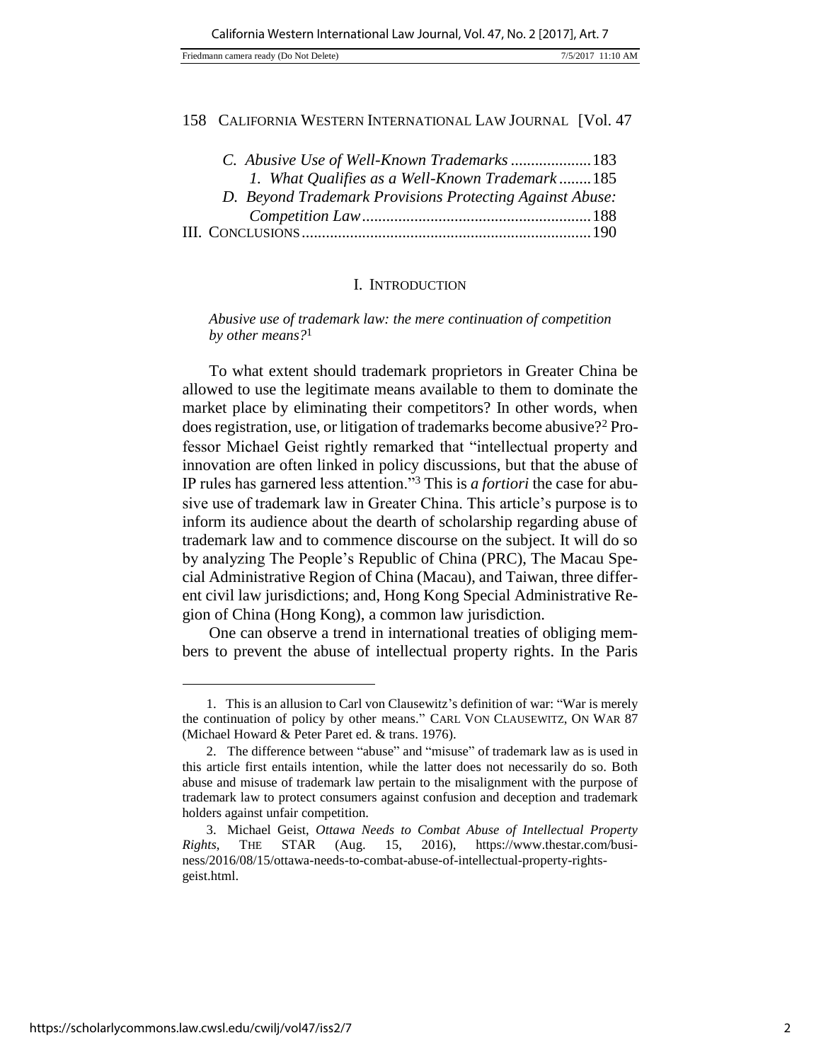C. *Abusive Use of Well-Known Trademarks* .................... 183
  1. *What Qualifies as a Well-Known Trademark* ........ 185
D. *Beyond Trademark Provisions Protecting Against Abuse: Competition Law* ......................................................... 188

III. CONCLUSIONS ....................................................................... 190

## I. INTRODUCTION

*Abusive use of trademark law: the mere continuation of competition by other means?*[1]

To what extent should trademark proprietors in Greater China be allowed to use the legitimate means available to them to dominate the market place by eliminating their competitors? In other words, when does registration, use, or litigation of trademarks become abusive?[2] Professor Michael Geist rightly remarked that "intellectual property and innovation are often linked in policy discussions, but that the abuse of IP rules has garnered less attention."[3] This is *a fortiori* the case for abusive use of trademark law in Greater China. This article's purpose is to inform its audience about the dearth of scholarship regarding abuse of trademark law and to commence discourse on the subject. It will do so by analyzing The People's Republic of China (PRC), The Macau Special Administrative Region of China (Macau), and Taiwan, three different civil law jurisdictions; and, Hong Kong Special Administrative Region of China (Hong Kong), a common law jurisdiction.

One can observe a trend in international treaties of obliging members to prevent the abuse of intellectual property rights. In the Paris

---

1. This is an allusion to Carl von Clausewitz's definition of war: "War is merely the continuation of policy by other means." CARL VON CLAUSEWITZ, ON WAR 87 (Michael Howard & Peter Paret ed. & trans. 1976).

2. The difference between "abuse" and "misuse" of trademark law as is used in this article first entails intention, while the latter does not necessarily do so. Both abuse and misuse of trademark law pertain to the misalignment with the purpose of trademark law to protect consumers against confusion and deception and trademark holders against unfair competition.

3. Michael Geist, *Ottawa Needs to Combat Abuse of Intellectual Property Rights*, THE STAR (Aug. 15, 2016), https://www.thestar.com/business/2016/08/15/ottawa-needs-to-combat-abuse-of-intellectual-property-rights-geist.html.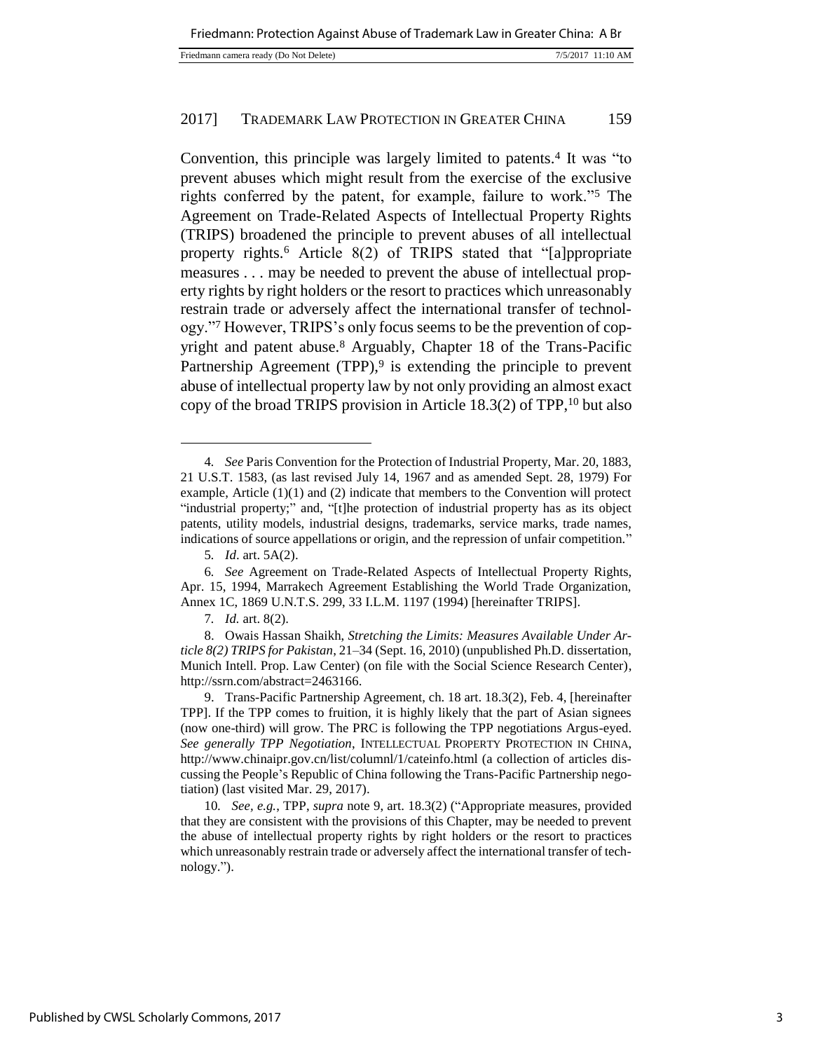Convention, this principle was largely limited to patents.[4] It was "to prevent abuses which might result from the exercise of the exclusive rights conferred by the patent, for example, failure to work."[5] The Agreement on Trade-Related Aspects of Intellectual Property Rights (TRIPS) broadened the principle to prevent abuses of all intellectual property rights.[6] Article 8(2) of TRIPS stated that "[a]ppropriate measures . . . may be needed to prevent the abuse of intellectual property rights by right holders or the resort to practices which unreasonably restrain trade or adversely affect the international transfer of technology."[7] However, TRIPS's only focus seems to be the prevention of copyright and patent abuse.[8] Arguably, Chapter 18 of the Trans-Pacific Partnership Agreement (TPP),[9] is extending the principle to prevent abuse of intellectual property law by not only providing an almost exact copy of the broad TRIPS provision in Article 18.3(2) of TPP,[10] but also

---

4. *See* Paris Convention for the Protection of Industrial Property, Mar. 20, 1883, 21 U.S.T. 1583, (as last revised July 14, 1967 and as amended Sept. 28, 1979) For example, Article (1)(1) and (2) indicate that members to the Convention will protect "industrial property;" and, "[t]he protection of industrial property has as its object patents, utility models, industrial designs, trademarks, service marks, trade names, indications of source appellations or origin, and the repression of unfair competition."

5. *Id*. art. 5A(2).

6. *See* Agreement on Trade-Related Aspects of Intellectual Property Rights, Apr. 15, 1994, Marrakech Agreement Establishing the World Trade Organization, Annex 1C, 1869 U.N.T.S. 299, 33 I.L.M. 1197 (1994) [hereinafter TRIPS].

7. *Id.* art. 8(2).

8. Owais Hassan Shaikh, *Stretching the Limits: Measures Available Under Article 8(2) TRIPS for Pakistan*, 21–34 (Sept. 16, 2010) (unpublished Ph.D. dissertation, Munich Intell. Prop. Law Center) (on file with the Social Science Research Center), http://ssrn.com/abstract=2463166.

9. Trans-Pacific Partnership Agreement, ch. 18 art. 18.3(2), Feb. 4, [hereinafter TPP]. If the TPP comes to fruition, it is highly likely that the part of Asian signees (now one-third) will grow. The PRC is following the TPP negotiations Argus-eyed. *See generally TPP Negotiation*, INTELLECTUAL PROPERTY PROTECTION IN CHINA, http://www.chinaipr.gov.cn/list/columnl/1/cateinfo.html (a collection of articles discussing the People's Republic of China following the Trans-Pacific Partnership negotiation) (last visited Mar. 29, 2017).

10. *See, e.g.*, TPP, *supra* note 9, art. 18.3(2) ("Appropriate measures, provided that they are consistent with the provisions of this Chapter, may be needed to prevent the abuse of intellectual property rights by right holders or the resort to practices which unreasonably restrain trade or adversely affect the international transfer of technology.").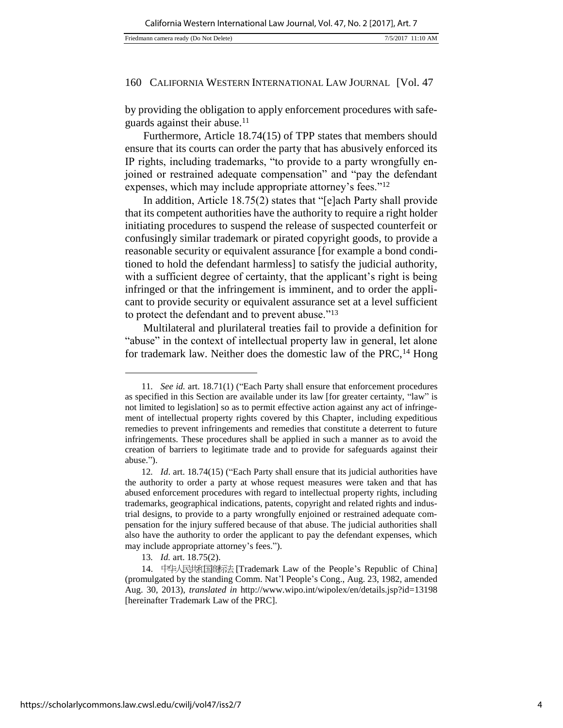by providing the obligation to apply enforcement procedures with safeguards against their abuse.[11]

Furthermore, Article 18.74(15) of TPP states that members should ensure that its courts can order the party that has abusively enforced its IP rights, including trademarks, "to provide to a party wrongfully enjoined or restrained adequate compensation" and "pay the defendant expenses, which may include appropriate attorney's fees."[12]

In addition, Article 18.75(2) states that "[e]ach Party shall provide that its competent authorities have the authority to require a right holder initiating procedures to suspend the release of suspected counterfeit or confusingly similar trademark or pirated copyright goods, to provide a reasonable security or equivalent assurance [for example a bond conditioned to hold the defendant harmless] to satisfy the judicial authority, with a sufficient degree of certainty, that the applicant's right is being infringed or that the infringement is imminent, and to order the applicant to provide security or equivalent assurance set at a level sufficient to protect the defendant and to prevent abuse."[13]

Multilateral and plurilateral treaties fail to provide a definition for "abuse" in the context of intellectual property law in general, let alone for trademark law. Neither does the domestic law of the PRC,[14] Hong

---

11. *See id.* art. 18.71(1) ("Each Party shall ensure that enforcement procedures as specified in this Section are available under its law [for greater certainty, "law" is not limited to legislation] so as to permit effective action against any act of infringement of intellectual property rights covered by this Chapter, including expeditious remedies to prevent infringements and remedies that constitute a deterrent to future infringements. These procedures shall be applied in such a manner as to avoid the creation of barriers to legitimate trade and to provide for safeguards against their abuse.").

12. *Id*. art. 18.74(15) ("Each Party shall ensure that its judicial authorities have the authority to order a party at whose request measures were taken and that has abused enforcement procedures with regard to intellectual property rights, including trademarks, geographical indications, patents, copyright and related rights and industrial designs, to provide to a party wrongfully enjoined or restrained adequate compensation for the injury suffered because of that abuse. The judicial authorities shall also have the authority to order the applicant to pay the defendant expenses, which may include appropriate attorney's fees.").

13. *Id.* art. 18.75(2).

14. 中华人民共和国商标法 [Trademark Law of the People's Republic of China] (promulgated by the standing Comm. Nat'l People's Cong., Aug. 23, 1982, amended Aug. 30, 2013), *translated in* http://www.wipo.int/wipolex/en/details.jsp?id=13198 [hereinafter Trademark Law of the PRC].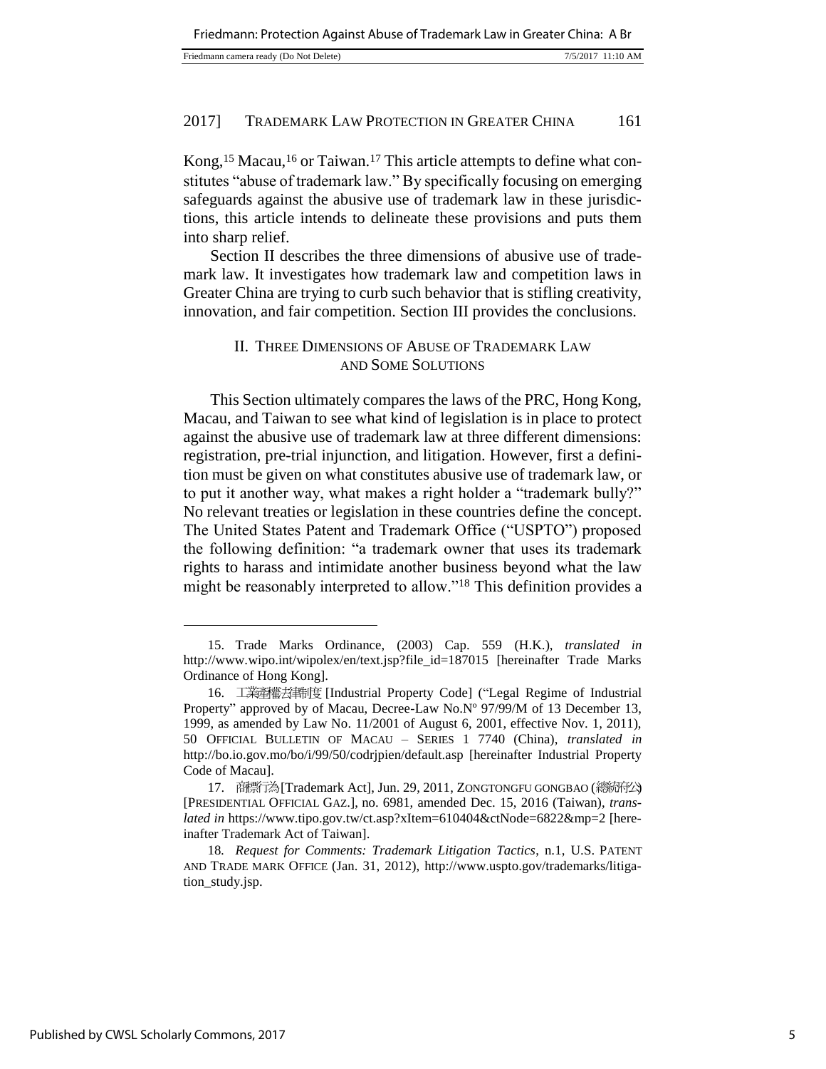Kong,[15] Macau,[16] or Taiwan.[17] This article attempts to define what constitutes "abuse of trademark law." By specifically focusing on emerging safeguards against the abusive use of trademark law in these jurisdictions, this article intends to delineate these provisions and puts them into sharp relief.

Section II describes the three dimensions of abusive use of trademark law. It investigates how trademark law and competition laws in Greater China are trying to curb such behavior that is stifling creativity, innovation, and fair competition. Section III provides the conclusions.

## II. THREE DIMENSIONS OF ABUSE OF TRADEMARK LAW AND SOME SOLUTIONS

This Section ultimately compares the laws of the PRC, Hong Kong, Macau, and Taiwan to see what kind of legislation is in place to protect against the abusive use of trademark law at three different dimensions: registration, pre-trial injunction, and litigation. However, first a definition must be given on what constitutes abusive use of trademark law, or to put it another way, what makes a right holder a "trademark bully?" No relevant treaties or legislation in these countries define the concept. The United States Patent and Trademark Office ("USPTO") proposed the following definition: "a trademark owner that uses its trademark rights to harass and intimidate another business beyond what the law might be reasonably interpreted to allow."[18] This definition provides a

---

15. Trade Marks Ordinance, (2003) Cap. 559 (H.K.), *translated in* http://www.wipo.int/wipolex/en/text.jsp?file_id=187015 [hereinafter Trade Marks Ordinance of Hong Kong].

16. 工業產權法律制度 [Industrial Property Code] ("Legal Regime of Industrial Property" approved by of Macau, Decree-Law No.Nº 97/99/M of 13 December 13, 1999, as amended by Law No. 11/2001 of August 6, 2001, effective Nov. 1, 2011), 50 OFFICIAL BULLETIN OF MACAU – SERIES 1 7740 (China), *translated in* http://bo.io.gov.mo/bo/i/99/50/codrjpien/default.asp [hereinafter Industrial Property Code of Macau].

17. 商標行為 [Trademark Act], Jun. 29, 2011, ZONGTONGFU GONGBAO (總統府公) [PRESIDENTIAL OFFICIAL GAZ.], no. 6981, amended Dec. 15, 2016 (Taiwan), *translated in* https://www.tipo.gov.tw/ct.asp?xItem=610404&ctNode=6822&mp=2 [hereinafter Trademark Act of Taiwan].

18. *Request for Comments: Trademark Litigation Tactics*, n.1, U.S. PATENT AND TRADE MARK OFFICE (Jan. 31, 2012), http://www.uspto.gov/trademarks/litigation_study.jsp.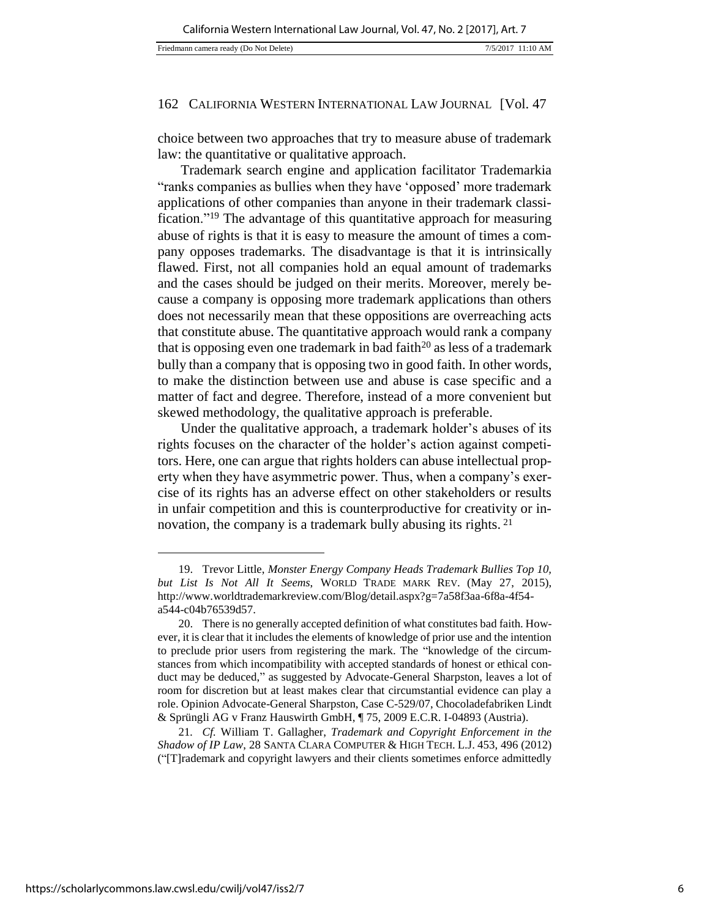choice between two approaches that try to measure abuse of trademark law: the quantitative or qualitative approach.

Trademark search engine and application facilitator Trademarkia "ranks companies as bullies when they have 'opposed' more trademark applications of other companies than anyone in their trademark classification."[19] The advantage of this quantitative approach for measuring abuse of rights is that it is easy to measure the amount of times a company opposes trademarks. The disadvantage is that it is intrinsically flawed. First, not all companies hold an equal amount of trademarks and the cases should be judged on their merits. Moreover, merely because a company is opposing more trademark applications than others does not necessarily mean that these oppositions are overreaching acts that constitute abuse. The quantitative approach would rank a company that is opposing even one trademark in bad faith[20] as less of a trademark bully than a company that is opposing two in good faith. In other words, to make the distinction between use and abuse is case specific and a matter of fact and degree. Therefore, instead of a more convenient but skewed methodology, the qualitative approach is preferable.

Under the qualitative approach, a trademark holder's abuses of its rights focuses on the character of the holder's action against competitors. Here, one can argue that rights holders can abuse intellectual property when they have asymmetric power. Thus, when a company's exercise of its rights has an adverse effect on other stakeholders or results in unfair competition and this is counterproductive for creativity or innovation, the company is a trademark bully abusing its rights. [21]

---

19. Trevor Little, *Monster Energy Company Heads Trademark Bullies Top 10, but List Is Not All It Seems*, WORLD TRADE MARK REV. (May 27, 2015), http://www.worldtrademarkreview.com/Blog/detail.aspx?g=7a58f3aa-6f8a-4f54-a544-c04b76539d57.

20. There is no generally accepted definition of what constitutes bad faith. However, it is clear that it includes the elements of knowledge of prior use and the intention to preclude prior users from registering the mark. The "knowledge of the circumstances from which incompatibility with accepted standards of honest or ethical conduct may be deduced," as suggested by Advocate-General Sharpston, leaves a lot of room for discretion but at least makes clear that circumstantial evidence can play a role. Opinion Advocate-General Sharpston, Case C-529/07, Chocoladefabriken Lindt & Sprüngli AG v Franz Hauswirth GmbH, ¶ 75, 2009 E.C.R. I-04893 (Austria).

21. *Cf.* William T. Gallagher, *Trademark and Copyright Enforcement in the Shadow of IP Law*, 28 SANTA CLARA COMPUTER & HIGH TECH. L.J. 453, 496 (2012) ("[T]rademark and copyright lawyers and their clients sometimes enforce admittedly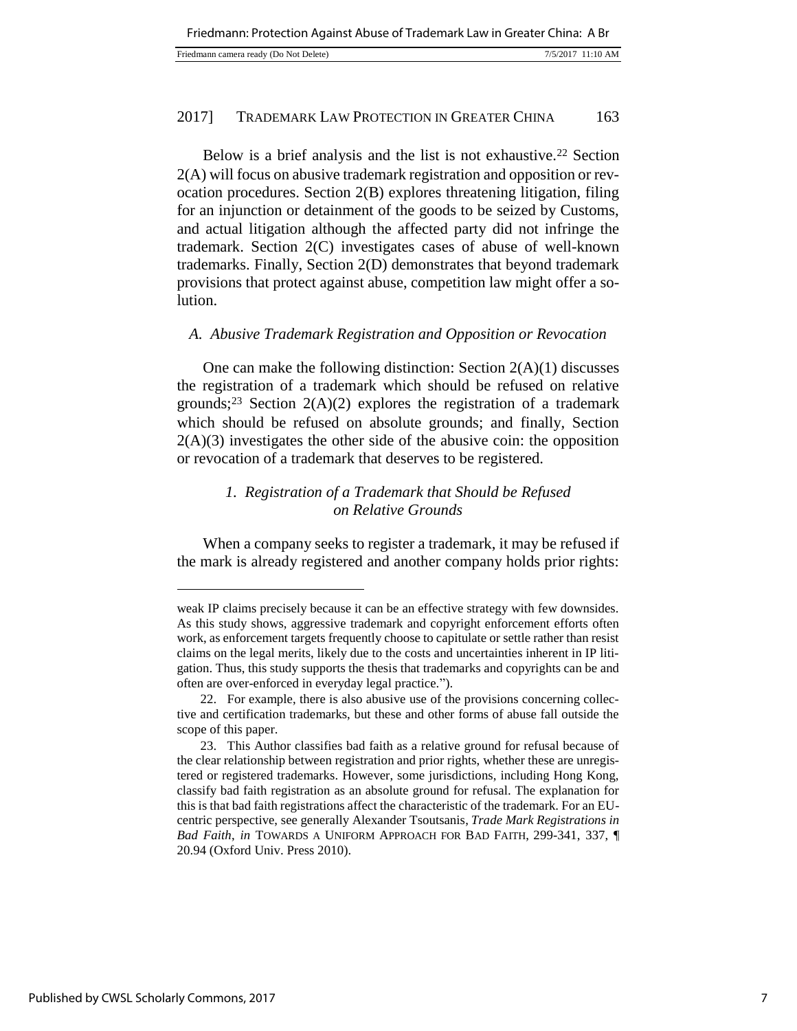Below is a brief analysis and the list is not exhaustive.[22] Section 2(A) will focus on abusive trademark registration and opposition or revocation procedures. Section 2(B) explores threatening litigation, filing for an injunction or detainment of the goods to be seized by Customs, and actual litigation although the affected party did not infringe the trademark. Section 2(C) investigates cases of abuse of well-known trademarks. Finally, Section 2(D) demonstrates that beyond trademark provisions that protect against abuse, competition law might offer a solution.

### *A. Abusive Trademark Registration and Opposition or Revocation*

One can make the following distinction: Section 2(A)(1) discusses the registration of a trademark which should be refused on relative grounds;[23] Section 2(A)(2) explores the registration of a trademark which should be refused on absolute grounds; and finally, Section 2(A)(3) investigates the other side of the abusive coin: the opposition or revocation of a trademark that deserves to be registered.

#### *1. Registration of a Trademark that Should be Refused on Relative Grounds*

When a company seeks to register a trademark, it may be refused if the mark is already registered and another company holds prior rights:

---

weak IP claims precisely because it can be an effective strategy with few downsides. As this study shows, aggressive trademark and copyright enforcement efforts often work, as enforcement targets frequently choose to capitulate or settle rather than resist claims on the legal merits, likely due to the costs and uncertainties inherent in IP litigation. Thus, this study supports the thesis that trademarks and copyrights can be and often are over-enforced in everyday legal practice.").

22. For example, there is also abusive use of the provisions concerning collective and certification trademarks, but these and other forms of abuse fall outside the scope of this paper.

23. This Author classifies bad faith as a relative ground for refusal because of the clear relationship between registration and prior rights, whether these are unregistered or registered trademarks. However, some jurisdictions, including Hong Kong, classify bad faith registration as an absolute ground for refusal. The explanation for this is that bad faith registrations affect the characteristic of the trademark. For an EU-centric perspective, see generally Alexander Tsoutsanis, *Trade Mark Registrations in Bad Faith*, *in* TOWARDS A UNIFORM APPROACH FOR BAD FAITH, 299-341, 337, ¶ 20.94 (Oxford Univ. Press 2010).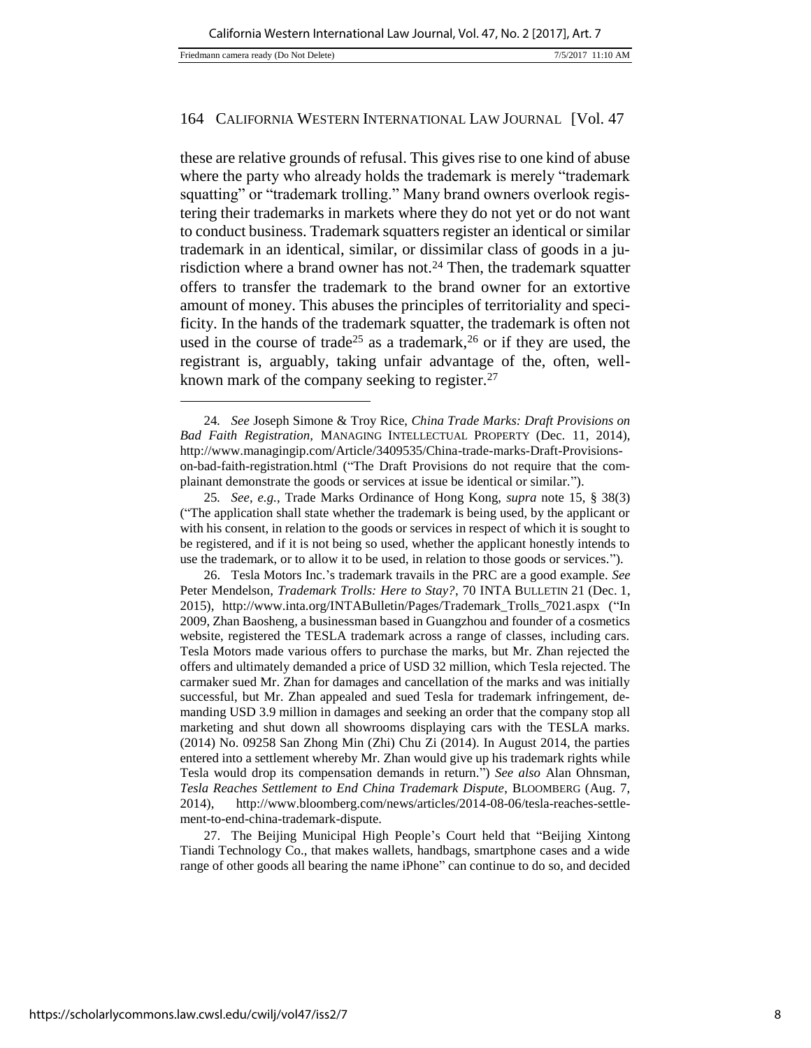these are relative grounds of refusal. This gives rise to one kind of abuse where the party who already holds the trademark is merely "trademark squatting" or "trademark trolling." Many brand owners overlook registering their trademarks in markets where they do not yet or do not want to conduct business. Trademark squatters register an identical or similar trademark in an identical, similar, or dissimilar class of goods in a jurisdiction where a brand owner has not.[24] Then, the trademark squatter offers to transfer the trademark to the brand owner for an extortive amount of money. This abuses the principles of territoriality and specificity. In the hands of the trademark squatter, the trademark is often not used in the course of trade[25] as a trademark,[26] or if they are used, the registrant is, arguably, taking unfair advantage of the, often, well-known mark of the company seeking to register.[27]

---

24. *See* Joseph Simone & Troy Rice, *China Trade Marks: Draft Provisions on Bad Faith Registration*, MANAGING INTELLECTUAL PROPERTY (Dec. 11, 2014), http://www.managingip.com/Article/3409535/China-trade-marks-Draft-Provisions-on-bad-faith-registration.html ("The Draft Provisions do not require that the complainant demonstrate the goods or services at issue be identical or similar.").

25. *See, e.g.*, Trade Marks Ordinance of Hong Kong, *supra* note 15, § 38(3) ("The application shall state whether the trademark is being used, by the applicant or with his consent, in relation to the goods or services in respect of which it is sought to be registered, and if it is not being so used, whether the applicant honestly intends to use the trademark, or to allow it to be used, in relation to those goods or services.").

26. Tesla Motors Inc.'s trademark travails in the PRC are a good example. *See* Peter Mendelson, *Trademark Trolls: Here to Stay?*, 70 INTA BULLETIN 21 (Dec. 1, 2015), http://www.inta.org/INTABulletin/Pages/Trademark_Trolls_7021.aspx ("In 2009, Zhan Baosheng, a businessman based in Guangzhou and founder of a cosmetics website, registered the TESLA trademark across a range of classes, including cars. Tesla Motors made various offers to purchase the marks, but Mr. Zhan rejected the offers and ultimately demanded a price of USD 32 million, which Tesla rejected. The carmaker sued Mr. Zhan for damages and cancellation of the marks and was initially successful, but Mr. Zhan appealed and sued Tesla for trademark infringement, demanding USD 3.9 million in damages and seeking an order that the company stop all marketing and shut down all showrooms displaying cars with the TESLA marks. (2014) No. 09258 San Zhong Min (Zhi) Chu Zi (2014). In August 2014, the parties entered into a settlement whereby Mr. Zhan would give up his trademark rights while Tesla would drop its compensation demands in return.") *See also* Alan Ohnsman, *Tesla Reaches Settlement to End China Trademark Dispute*, BLOOMBERG (Aug. 7, 2014), http://www.bloomberg.com/news/articles/2014-08-06/tesla-reaches-settlement-to-end-china-trademark-dispute.

27. The Beijing Municipal High People's Court held that "Beijing Xintong Tiandi Technology Co., that makes wallets, handbags, smartphone cases and a wide range of other goods all bearing the name iPhone" can continue to do so, and decided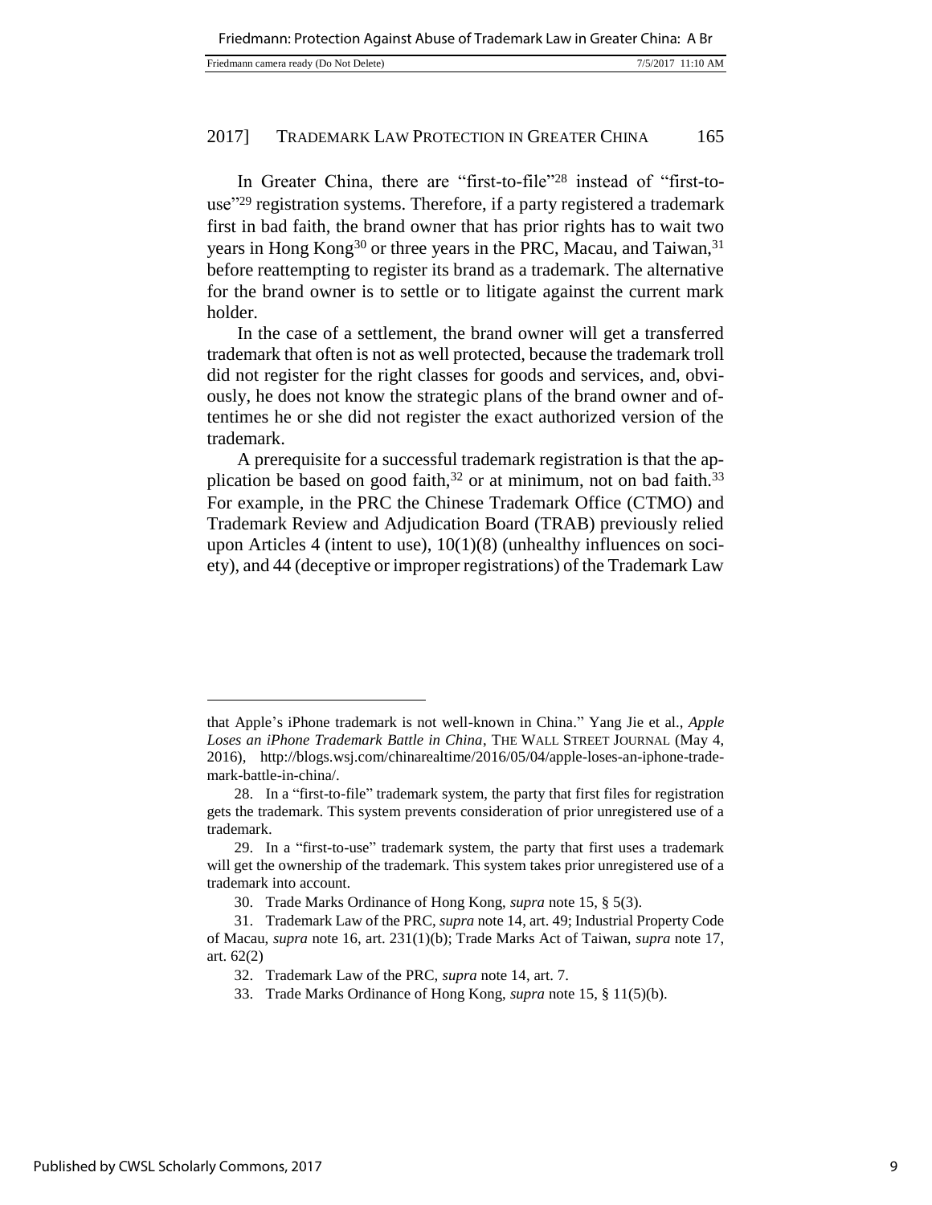In Greater China, there are "first-to-file"[28] instead of "first-to-use"[29] registration systems. Therefore, if a party registered a trademark first in bad faith, the brand owner that has prior rights has to wait two years in Hong Kong[30] or three years in the PRC, Macau, and Taiwan,[31] before reattempting to register its brand as a trademark. The alternative for the brand owner is to settle or to litigate against the current mark holder.

In the case of a settlement, the brand owner will get a transferred trademark that often is not as well protected, because the trademark troll did not register for the right classes for goods and services, and, obviously, he does not know the strategic plans of the brand owner and oftentimes he or she did not register the exact authorized version of the trademark.

A prerequisite for a successful trademark registration is that the application be based on good faith,[32] or at minimum, not on bad faith.[33] For example, in the PRC the Chinese Trademark Office (CTMO) and Trademark Review and Adjudication Board (TRAB) previously relied upon Articles 4 (intent to use), 10(1)(8) (unhealthy influences on society), and 44 (deceptive or improper registrations) of the Trademark Law

---

that Apple's iPhone trademark is not well-known in China." Yang Jie et al., *Apple Loses an iPhone Trademark Battle in China*, THE WALL STREET JOURNAL (May 4, 2016), http://blogs.wsj.com/chinarealtime/2016/05/04/apple-loses-an-iphone-trademark-battle-in-china/.

28. In a "first-to-file" trademark system, the party that first files for registration gets the trademark. This system prevents consideration of prior unregistered use of a trademark.

29. In a "first-to-use" trademark system, the party that first uses a trademark will get the ownership of the trademark. This system takes prior unregistered use of a trademark into account.

30. Trade Marks Ordinance of Hong Kong, *supra* note 15, § 5(3).

31. Trademark Law of the PRC, *supra* note 14, art. 49; Industrial Property Code of Macau, *supra* note 16, art. 231(1)(b); Trade Marks Act of Taiwan, *supra* note 17, art. 62(2)

32. Trademark Law of the PRC, *supra* note 14, art. 7.

33. Trade Marks Ordinance of Hong Kong, *supra* note 15, § 11(5)(b).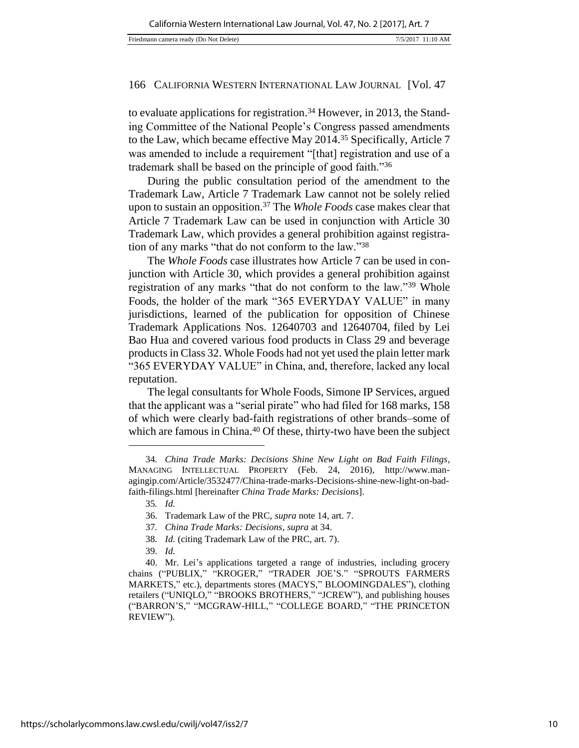to evaluate applications for registration.[34] However, in 2013, the Standing Committee of the National People's Congress passed amendments to the Law, which became effective May 2014.[35] Specifically, Article 7 was amended to include a requirement "[that] registration and use of a trademark shall be based on the principle of good faith."[36]

During the public consultation period of the amendment to the Trademark Law, Article 7 Trademark Law cannot not be solely relied upon to sustain an opposition.[37] The *Whole Foods* case makes clear that Article 7 Trademark Law can be used in conjunction with Article 30 Trademark Law, which provides a general prohibition against registration of any marks "that do not conform to the law."[38]

The *Whole Foods* case illustrates how Article 7 can be used in conjunction with Article 30, which provides a general prohibition against registration of any marks "that do not conform to the law."[39] Whole Foods, the holder of the mark "365 EVERYDAY VALUE" in many jurisdictions, learned of the publication for opposition of Chinese Trademark Applications Nos. 12640703 and 12640704, filed by Lei Bao Hua and covered various food products in Class 29 and beverage products in Class 32. Whole Foods had not yet used the plain letter mark "365 EVERYDAY VALUE" in China, and, therefore, lacked any local reputation.

The legal consultants for Whole Foods, Simone IP Services, argued that the applicant was a "serial pirate" who had filed for 168 marks, 158 of which were clearly bad-faith registrations of other brands–some of which are famous in China.[40] Of these, thirty-two have been the subject

---

34. *China Trade Marks: Decisions Shine New Light on Bad Faith Filings*, MANAGING INTELLECTUAL PROPERTY (Feb. 24, 2016), http://www.managingip.com/Article/3532477/China-trade-marks-Decisions-shine-new-light-on-bad-faith-filings.html [hereinafter *China Trade Marks: Decisions*].

35. *Id.*

36. Trademark Law of the PRC, *supra* note 14, art. 7.

37. *China Trade Marks: Decisions*, *supra* at 34.

38. *Id.* (citing Trademark Law of the PRC, art. 7).

39. *Id.*

40. Mr. Lei's applications targeted a range of industries, including grocery chains ("PUBLIX," "KROGER," "TRADER JOE'S." "SPROUTS FARMERS MARKETS," etc.), departments stores (MACYS," BLOOMINGDALES"), clothing retailers ("UNIQLO," "BROOKS BROTHERS," "JCREW"), and publishing houses ("BARRON'S," "MCGRAW-HILL," "COLLEGE BOARD," "THE PRINCETON REVIEW").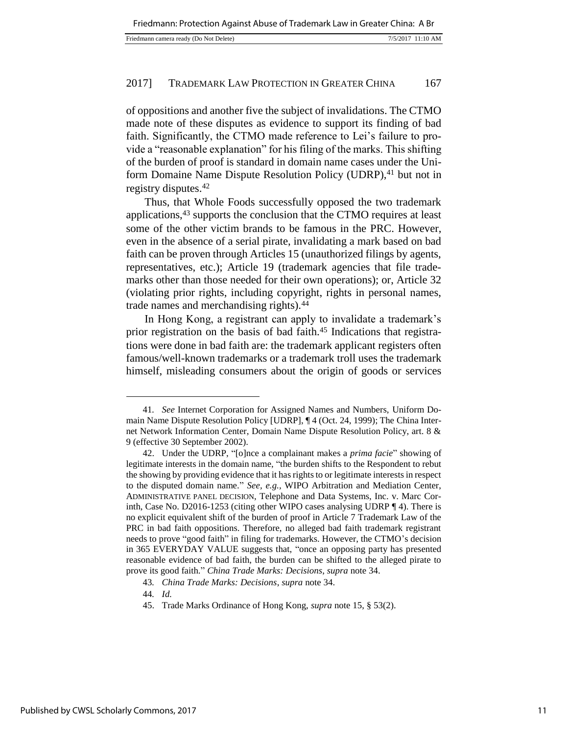of oppositions and another five the subject of invalidations. The CTMO made note of these disputes as evidence to support its finding of bad faith. Significantly, the CTMO made reference to Lei's failure to provide a "reasonable explanation" for his filing of the marks. This shifting of the burden of proof is standard in domain name cases under the Uniform Domaine Name Dispute Resolution Policy (UDRP),[41] but not in registry disputes.[42]

Thus, that Whole Foods successfully opposed the two trademark applications,[43] supports the conclusion that the CTMO requires at least some of the other victim brands to be famous in the PRC. However, even in the absence of a serial pirate, invalidating a mark based on bad faith can be proven through Articles 15 (unauthorized filings by agents, representatives, etc.); Article 19 (trademark agencies that file trademarks other than those needed for their own operations); or, Article 32 (violating prior rights, including copyright, rights in personal names, trade names and merchandising rights).[44]

In Hong Kong, a registrant can apply to invalidate a trademark's prior registration on the basis of bad faith.[45] Indications that registrations were done in bad faith are: the trademark applicant registers often famous/well-known trademarks or a trademark troll uses the trademark himself, misleading consumers about the origin of goods or services

---

41. *See* Internet Corporation for Assigned Names and Numbers, Uniform Domain Name Dispute Resolution Policy [UDRP], ¶ 4 (Oct. 24, 1999); The China Internet Network Information Center, Domain Name Dispute Resolution Policy, art. 8 & 9 (effective 30 September 2002).

42. Under the UDRP, "[o]nce a complainant makes a *prima facie*" showing of legitimate interests in the domain name, "the burden shifts to the Respondent to rebut the showing by providing evidence that it has rights to or legitimate interests in respect to the disputed domain name." *See, e.g.*, WIPO Arbitration and Mediation Center, ADMINISTRATIVE PANEL DECISION, Telephone and Data Systems, Inc. v. Marc Corinth, Case No. D2016-1253 (citing other WIPO cases analysing UDRP ¶ 4). There is no explicit equivalent shift of the burden of proof in Article 7 Trademark Law of the PRC in bad faith oppositions. Therefore, no alleged bad faith trademark registrant needs to prove "good faith" in filing for trademarks. However, the CTMO's decision in 365 EVERYDAY VALUE suggests that, "once an opposing party has presented reasonable evidence of bad faith, the burden can be shifted to the alleged pirate to prove its good faith." *China Trade Marks: Decisions*, *supra* note 34.

43. *China Trade Marks: Decisions*, *supra* note 34.

44. *Id.*

45. Trade Marks Ordinance of Hong Kong, *supra* note 15, § 53(2).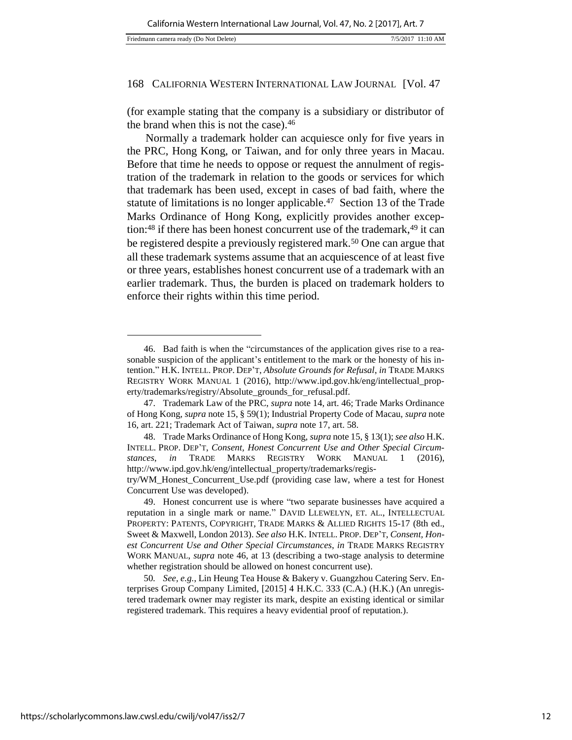(for example stating that the company is a subsidiary or distributor of the brand when this is not the case).[46]

Normally a trademark holder can acquiesce only for five years in the PRC, Hong Kong, or Taiwan, and for only three years in Macau. Before that time he needs to oppose or request the annulment of registration of the trademark in relation to the goods or services for which that trademark has been used, except in cases of bad faith, where the statute of limitations is no longer applicable.[47] Section 13 of the Trade Marks Ordinance of Hong Kong, explicitly provides another exception:[48] if there has been honest concurrent use of the trademark,[49] it can be registered despite a previously registered mark.[50] One can argue that all these trademark systems assume that an acquiescence of at least five or three years, establishes honest concurrent use of a trademark with an earlier trademark. Thus, the burden is placed on trademark holders to enforce their rights within this time period.

---

46. Bad faith is when the "circumstances of the application gives rise to a reasonable suspicion of the applicant's entitlement to the mark or the honesty of his intention." H.K. INTELL. PROP. DEP'T, *Absolute Grounds for Refusal*, *in* TRADE MARKS REGISTRY WORK MANUAL 1 (2016), http://www.ipd.gov.hk/eng/intellectual_property/trademarks/registry/Absolute_grounds_for_refusal.pdf.

47. Trademark Law of the PRC, *supra* note 14, art. 46; Trade Marks Ordinance of Hong Kong, *supra* note 15, § 59(1); Industrial Property Code of Macau, *supra* note 16, art. 221; Trademark Act of Taiwan, *supra* note 17, art. 58.

48. Trade Marks Ordinance of Hong Kong, *supra* note 15, § 13(1); *see also* H.K. INTELL. PROP. DEP'T, *Consent, Honest Concurrent Use and Other Special Circumstances*, *in* TRADE MARKS REGISTRY WORK MANUAL 1 (2016), http://www.ipd.gov.hk/eng/intellectual_property/trademarks/registry/WM_Honest_Concurrent_Use.pdf (providing case law, where a test for Honest Concurrent Use was developed).

49. Honest concurrent use is where "two separate businesses have acquired a reputation in a single mark or name." DAVID LLEWELYN, ET. AL., INTELLECTUAL PROPERTY: PATENTS, COPYRIGHT, TRADE MARKS & ALLIED RIGHTS 15-17 (8th ed., Sweet & Maxwell, London 2013). *See also* H.K. INTELL. PROP. DEP'T, *Consent, Honest Concurrent Use and Other Special Circumstances*, *in* TRADE MARKS REGISTRY WORK MANUAL, *supra* note 46, at 13 (describing a two-stage analysis to determine whether registration should be allowed on honest concurrent use).

50. *See, e.g.*, Lin Heung Tea House & Bakery v. Guangzhou Catering Serv. Enterprises Group Company Limited, [2015] 4 H.K.C. 333 (C.A.) (H.K.) (An unregistered trademark owner may register its mark, despite an existing identical or similar registered trademark. This requires a heavy evidential proof of reputation.).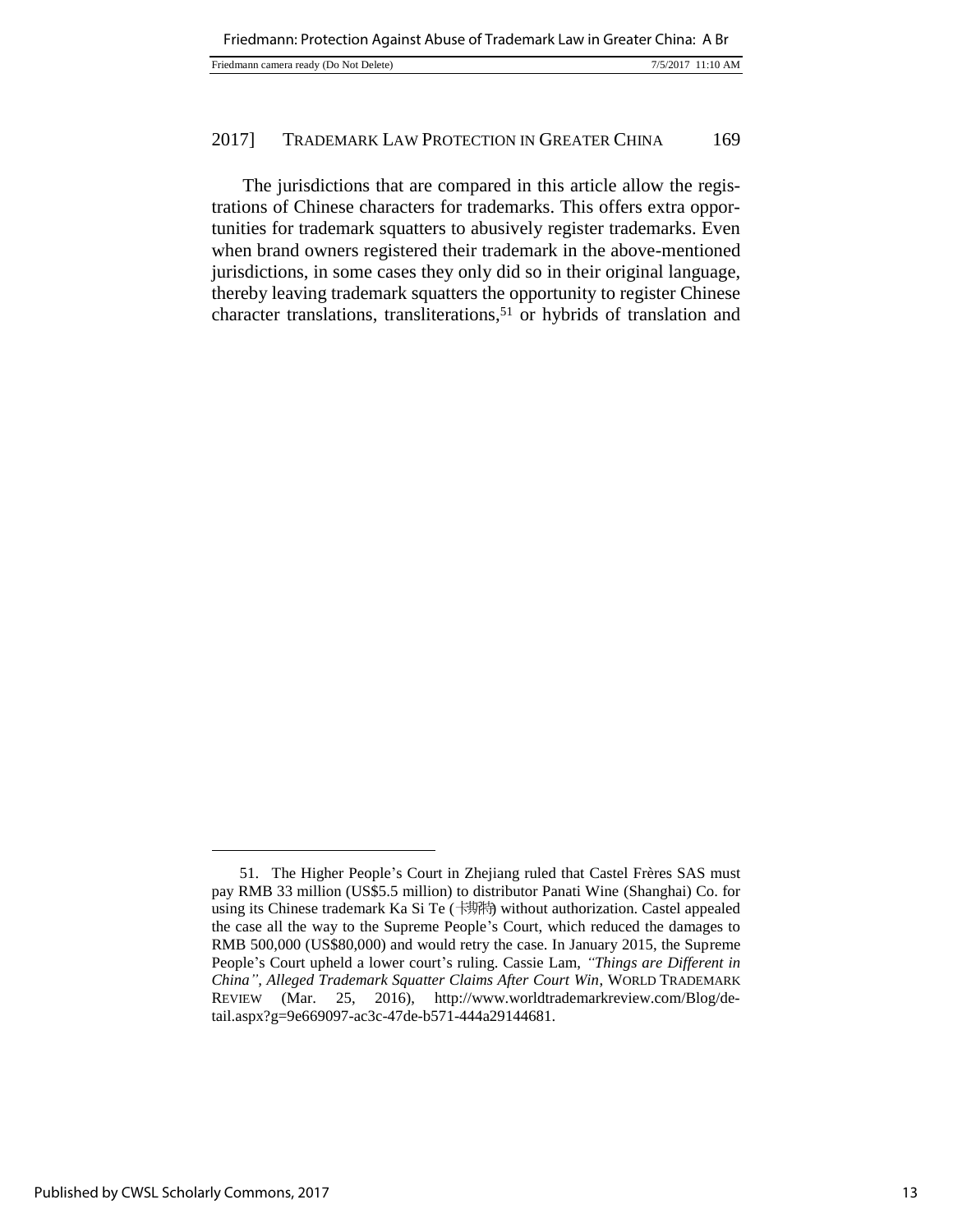The jurisdictions that are compared in this article allow the registrations of Chinese characters for trademarks. This offers extra opportunities for trademark squatters to abusively register trademarks. Even when brand owners registered their trademark in the above-mentioned jurisdictions, in some cases they only did so in their original language, thereby leaving trademark squatters the opportunity to register Chinese character translations, transliterations,[51] or hybrids of translation and

---

51. The Higher People's Court in Zhejiang ruled that Castel Frères SAS must pay RMB 33 million (US$5.5 million) to distributor Panati Wine (Shanghai) Co. for using its Chinese trademark Ka Si Te (卡斯特) without authorization. Castel appealed the case all the way to the Supreme People's Court, which reduced the damages to RMB 500,000 (US$80,000) and would retry the case. In January 2015, the Supreme People's Court upheld a lower court's ruling. Cassie Lam, *"Things are Different in China", Alleged Trademark Squatter Claims After Court Win*, WORLD TRADEMARK REVIEW (Mar. 25, 2016), http://www.worldtrademarkreview.com/Blog/detail.aspx?g=9e669097-ac3c-47de-b571-444a29144681.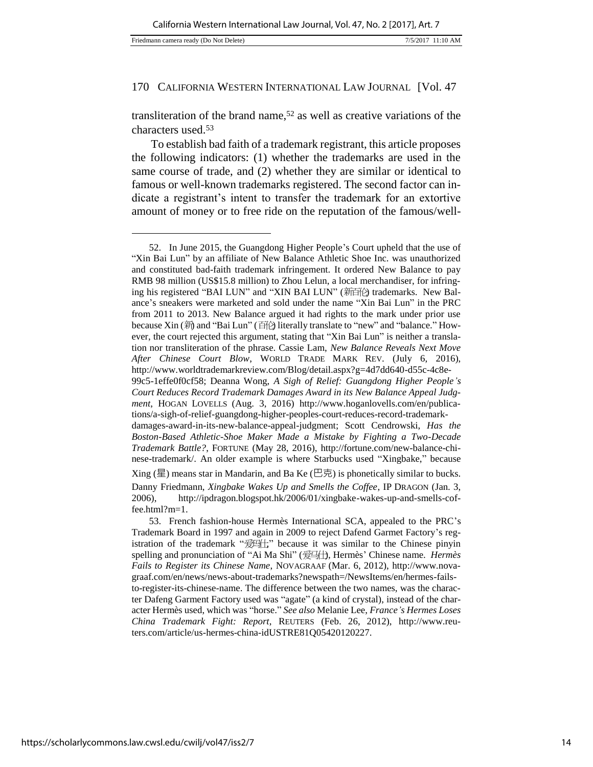transliteration of the brand name,[52] as well as creative variations of the characters used.[53]

To establish bad faith of a trademark registrant, this article proposes the following indicators: (1) whether the trademarks are used in the same course of trade, and (2) whether they are similar or identical to famous or well-known trademarks registered. The second factor can indicate a registrant's intent to transfer the trademark for an extortive amount of money or to free ride on the reputation of the famous/well-

---

52. In June 2015, the Guangdong Higher People's Court upheld that the use of "Xin Bai Lun" by an affiliate of New Balance Athletic Shoe Inc. was unauthorized and constituted bad-faith trademark infringement. It ordered New Balance to pay RMB 98 million (US$15.8 million) to Zhou Lelun, a local merchandiser, for infringing his registered "BAI LUN" and "XIN BAI LUN" (新百伦) trademarks. New Balance's sneakers were marketed and sold under the name "Xin Bai Lun" in the PRC from 2011 to 2013. New Balance argued it had rights to the mark under prior use because Xin (新) and "Bai Lun" (百伦) literally translate to "new" and "balance." However, the court rejected this argument, stating that "Xin Bai Lun" is neither a translation nor transliteration of the phrase. Cassie Lam, *New Balance Reveals Next Move After Chinese Court Blow*, WORLD TRADE MARK REV. (July 6, 2016), http://www.worldtrademarkreview.com/Blog/detail.aspx?g=4d7dd640-d55c-4c8e-99c5-1effe0f0cf58; Deanna Wong, *A Sigh of Relief: Guangdong Higher People's Court Reduces Record Trademark Damages Award in its New Balance Appeal Judgment*, HOGAN LOVELLS (Aug. 3, 2016) http://www.hoganlovells.com/en/publications/a-sigh-of-relief-guangdong-higher-peoples-court-reduces-record-trademark-damages-award-in-its-new-balance-appeal-judgment; Scott Cendrowski, *Has the Boston-Based Athletic-Shoe Maker Made a Mistake by Fighting a Two-Decade Trademark Battle?*, FORTUNE (May 28, 2016), http://fortune.com/new-balance-chinese-trademark/. An older example is where Starbucks used "Xingbake," because Xing (星) means star in Mandarin, and Ba Ke (巴克) is phonetically similar to bucks. Danny Friedmann, *Xingbake Wakes Up and Smells the Coffee*, IP DRAGON (Jan. 3, 2006), http://ipdragon.blogspot.hk/2006/01/xingbake-wakes-up-and-smells-coffee.html?m=1.

53. French fashion-house Hermès International SCA, appealed to the PRC's Trademark Board in 1997 and again in 2009 to reject Dafend Garmet Factory's registration of the trademark "爱玛仕," because it was similar to the Chinese pinyin spelling and pronunciation of "Ai Ma Shi" (爱马仕), Hermès' Chinese name. *Hermès Fails to Register its Chinese Name*, NOVAGRAAF (Mar. 6, 2012), http://www.novagraaf.com/en/news/news-about-trademarks?newspath=/NewsItems/en/hermes-fails-to-register-its-chinese-name. The difference between the two names, was the character Dafeng Garment Factory used was "agate" (a kind of crystal), instead of the character Hermès used, which was "horse." *See also* Melanie Lee, *France's Hermes Loses China Trademark Fight: Report*, REUTERS (Feb. 26, 2012), http://www.reuters.com/article/us-hermes-china-idUSTRE81Q05420120227.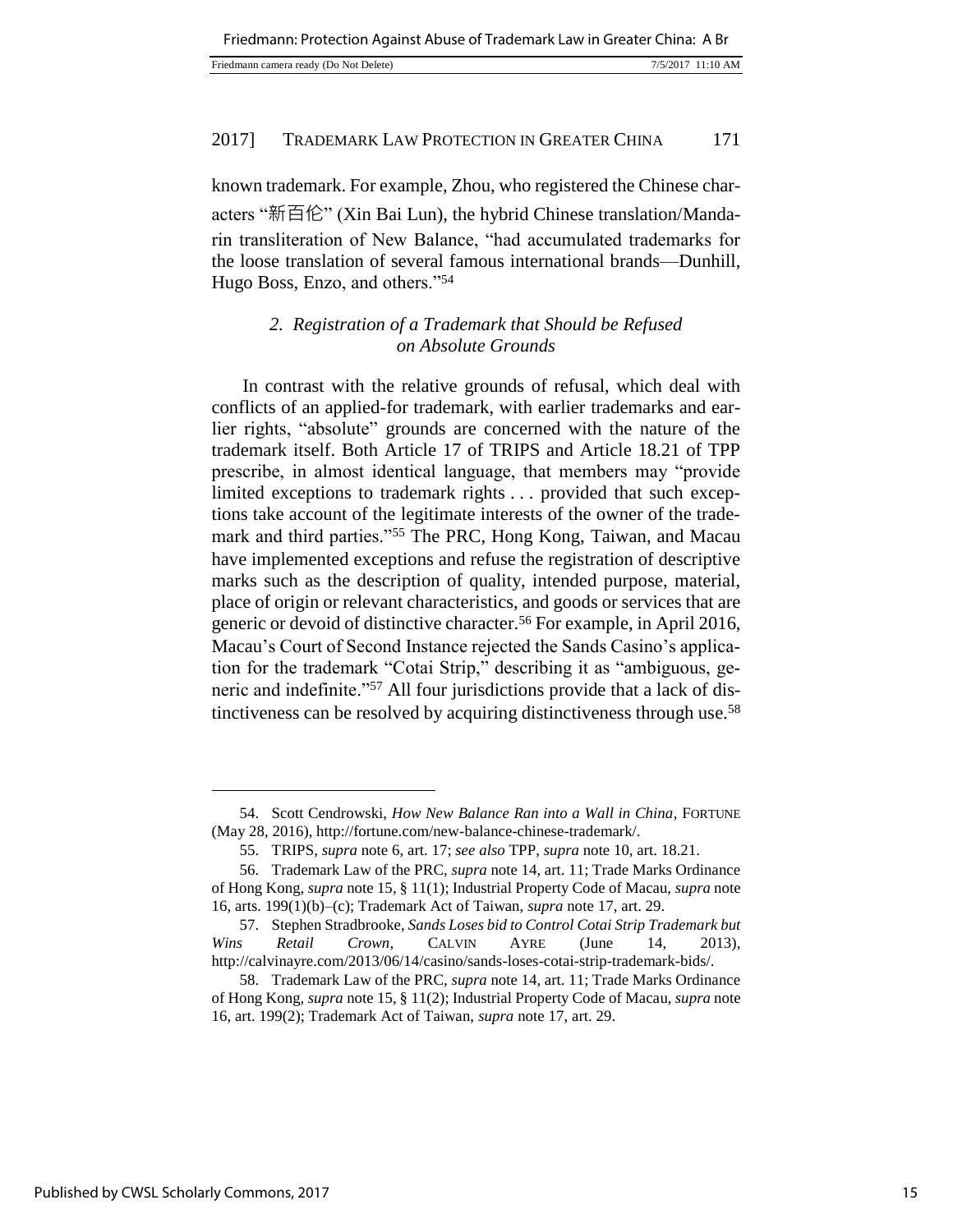known trademark. For example, Zhou, who registered the Chinese characters "新百伦" (Xin Bai Lun), the hybrid Chinese translation/Mandarin transliteration of New Balance, "had accumulated trademarks for the loose translation of several famous international brands—Dunhill, Hugo Boss, Enzo, and others."[54]

### *2. Registration of a Trademark that Should be Refused on Absolute Grounds*

In contrast with the relative grounds of refusal, which deal with conflicts of an applied-for trademark, with earlier trademarks and earlier rights, "absolute" grounds are concerned with the nature of the trademark itself. Both Article 17 of TRIPS and Article 18.21 of TPP prescribe, in almost identical language, that members may "provide limited exceptions to trademark rights . . . provided that such exceptions take account of the legitimate interests of the owner of the trademark and third parties."[55] The PRC, Hong Kong, Taiwan, and Macau have implemented exceptions and refuse the registration of descriptive marks such as the description of quality, intended purpose, material, place of origin or relevant characteristics, and goods or services that are generic or devoid of distinctive character.[56] For example, in April 2016, Macau's Court of Second Instance rejected the Sands Casino's application for the trademark "Cotai Strip," describing it as "ambiguous, generic and indefinite."[57] All four jurisdictions provide that a lack of distinctiveness can be resolved by acquiring distinctiveness through use.[58]

---

54. Scott Cendrowski, *How New Balance Ran into a Wall in China*, FORTUNE (May 28, 2016), http://fortune.com/new-balance-chinese-trademark/.

55. TRIPS, *supra* note 6, art. 17; *see also* TPP, *supra* note 10, art. 18.21.

56. Trademark Law of the PRC, *supra* note 14, art. 11; Trade Marks Ordinance of Hong Kong, *supra* note 15, § 11(1); Industrial Property Code of Macau, *supra* note 16, arts. 199(1)(b)–(c); Trademark Act of Taiwan, *supra* note 17, art. 29.

57. Stephen Stradbrooke, *Sands Loses bid to Control Cotai Strip Trademark but Wins Retail Crown*, CALVIN AYRE (June 14, 2013), http://calvinayre.com/2013/06/14/casino/sands-loses-cotai-strip-trademark-bids/.

58. Trademark Law of the PRC, *supra* note 14, art. 11; Trade Marks Ordinance of Hong Kong, *supra* note 15, § 11(2); Industrial Property Code of Macau, *supra* note 16, art. 199(2); Trademark Act of Taiwan, *supra* note 17, art. 29.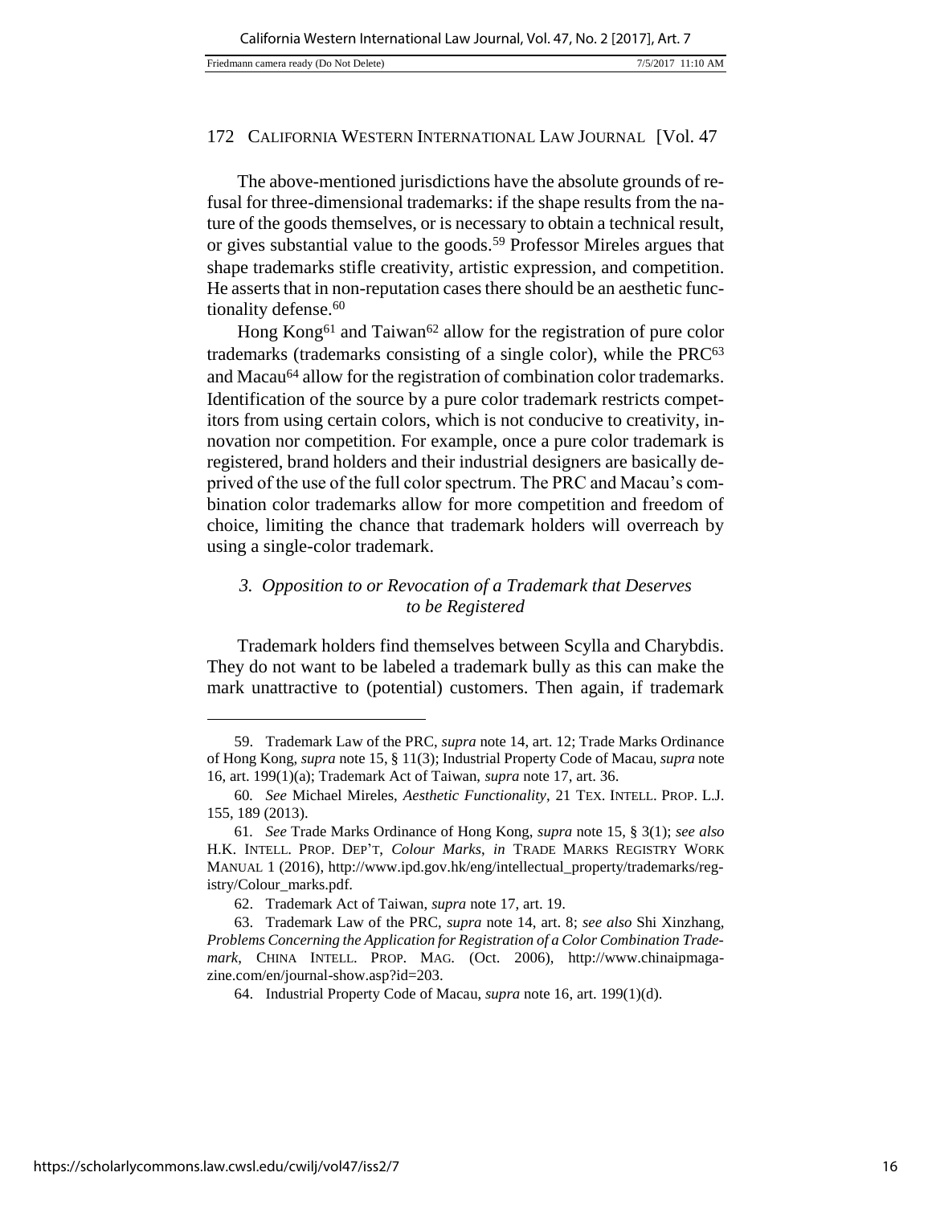The above-mentioned jurisdictions have the absolute grounds of refusal for three-dimensional trademarks: if the shape results from the nature of the goods themselves, or is necessary to obtain a technical result, or gives substantial value to the goods.[59] Professor Mireles argues that shape trademarks stifle creativity, artistic expression, and competition. He asserts that in non-reputation cases there should be an aesthetic functionality defense.[60]

Hong Kong[61] and Taiwan[62] allow for the registration of pure color trademarks (trademarks consisting of a single color), while the PRC[63] and Macau[64] allow for the registration of combination color trademarks. Identification of the source by a pure color trademark restricts competitors from using certain colors, which is not conducive to creativity, innovation nor competition. For example, once a pure color trademark is registered, brand holders and their industrial designers are basically deprived of the use of the full color spectrum. The PRC and Macau's combination color trademarks allow for more competition and freedom of choice, limiting the chance that trademark holders will overreach by using a single-color trademark.

### *3. Opposition to or Revocation of a Trademark that Deserves to be Registered*

Trademark holders find themselves between Scylla and Charybdis. They do not want to be labeled a trademark bully as this can make the mark unattractive to (potential) customers. Then again, if trademark

---

59. Trademark Law of the PRC, *supra* note 14, art. 12; Trade Marks Ordinance of Hong Kong, *supra* note 15, § 11(3); Industrial Property Code of Macau, *supra* note 16, art. 199(1)(a); Trademark Act of Taiwan, *supra* note 17, art. 36.

60. *See* Michael Mireles, *Aesthetic Functionality*, 21 TEX. INTELL. PROP. L.J. 155, 189 (2013).

61. *See* Trade Marks Ordinance of Hong Kong, *supra* note 15, § 3(1); *see also* H.K. INTELL. PROP. DEP'T, *Colour Marks*, *in* TRADE MARKS REGISTRY WORK MANUAL 1 (2016), http://www.ipd.gov.hk/eng/intellectual_property/trademarks/registry/Colour_marks.pdf.

62. Trademark Act of Taiwan, *supra* note 17, art. 19.

63. Trademark Law of the PRC, *supra* note 14, art. 8; *see also* Shi Xinzhang, *Problems Concerning the Application for Registration of a Color Combination Trademark*, CHINA INTELL. PROP. MAG. (Oct. 2006), http://www.chinaipmagazine.com/en/journal-show.asp?id=203.

64. Industrial Property Code of Macau, *supra* note 16, art. 199(1)(d).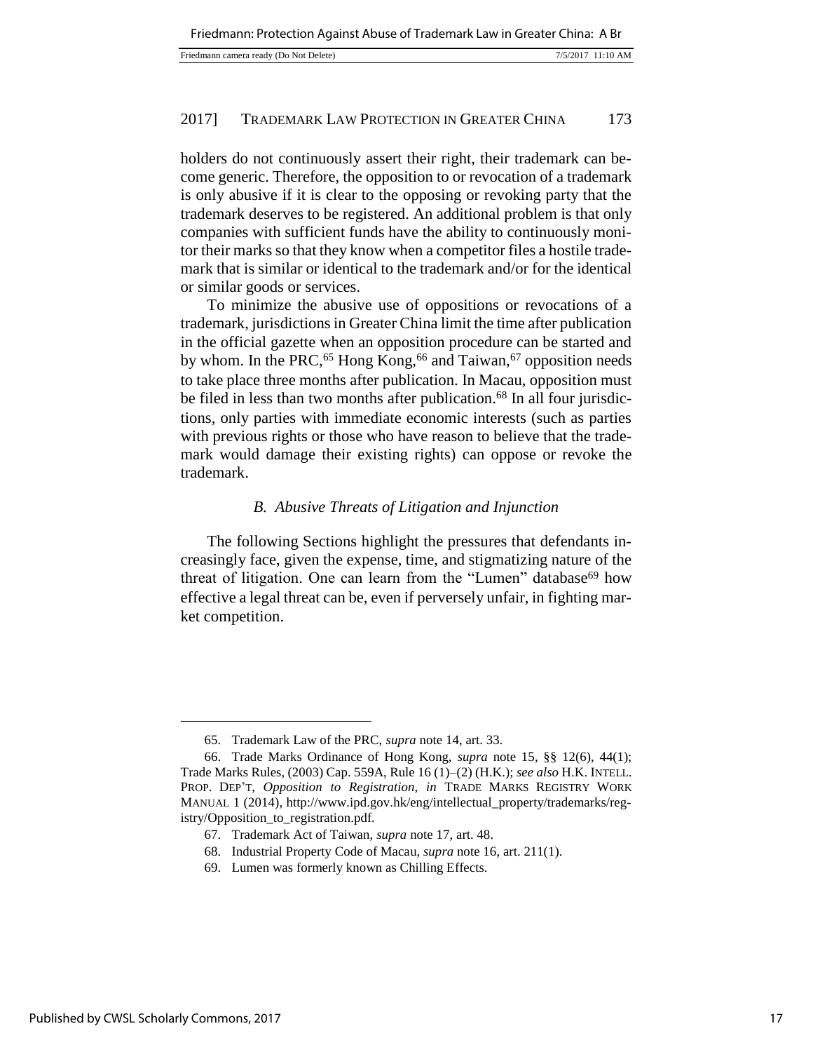holders do not continuously assert their right, their trademark can become generic. Therefore, the opposition to or revocation of a trademark is only abusive if it is clear to the opposing or revoking party that the trademark deserves to be registered. An additional problem is that only companies with sufficient funds have the ability to continuously monitor their marks so that they know when a competitor files a hostile trademark that is similar or identical to the trademark and/or for the identical or similar goods or services.

To minimize the abusive use of oppositions or revocations of a trademark, jurisdictions in Greater China limit the time after publication in the official gazette when an opposition procedure can be started and by whom. In the PRC,[65] Hong Kong,[66] and Taiwan,[67] opposition needs to take place three months after publication. In Macau, opposition must be filed in less than two months after publication.[68] In all four jurisdictions, only parties with immediate economic interests (such as parties with previous rights or those who have reason to believe that the trademark would damage their existing rights) can oppose or revoke the trademark.

### *B. Abusive Threats of Litigation and Injunction*

The following Sections highlight the pressures that defendants increasingly face, given the expense, time, and stigmatizing nature of the threat of litigation. One can learn from the "Lumen" database[69] how effective a legal threat can be, even if perversely unfair, in fighting market competition.

---

65. Trademark Law of the PRC, *supra* note 14, art. 33.

66. Trade Marks Ordinance of Hong Kong, *supra* note 15, §§ 12(6), 44(1); Trade Marks Rules, (2003) Cap. 559A, Rule 16 (1)–(2) (H.K.); *see also* H.K. INTELL. PROP. DEP'T, *Opposition to Registration*, *in* TRADE MARKS REGISTRY WORK MANUAL 1 (2014), http://www.ipd.gov.hk/eng/intellectual_property/trademarks/registry/Opposition_to_registration.pdf.

67. Trademark Act of Taiwan, *supra* note 17, art. 48.

68. Industrial Property Code of Macau, *supra* note 16, art. 211(1).

69. Lumen was formerly known as Chilling Effects.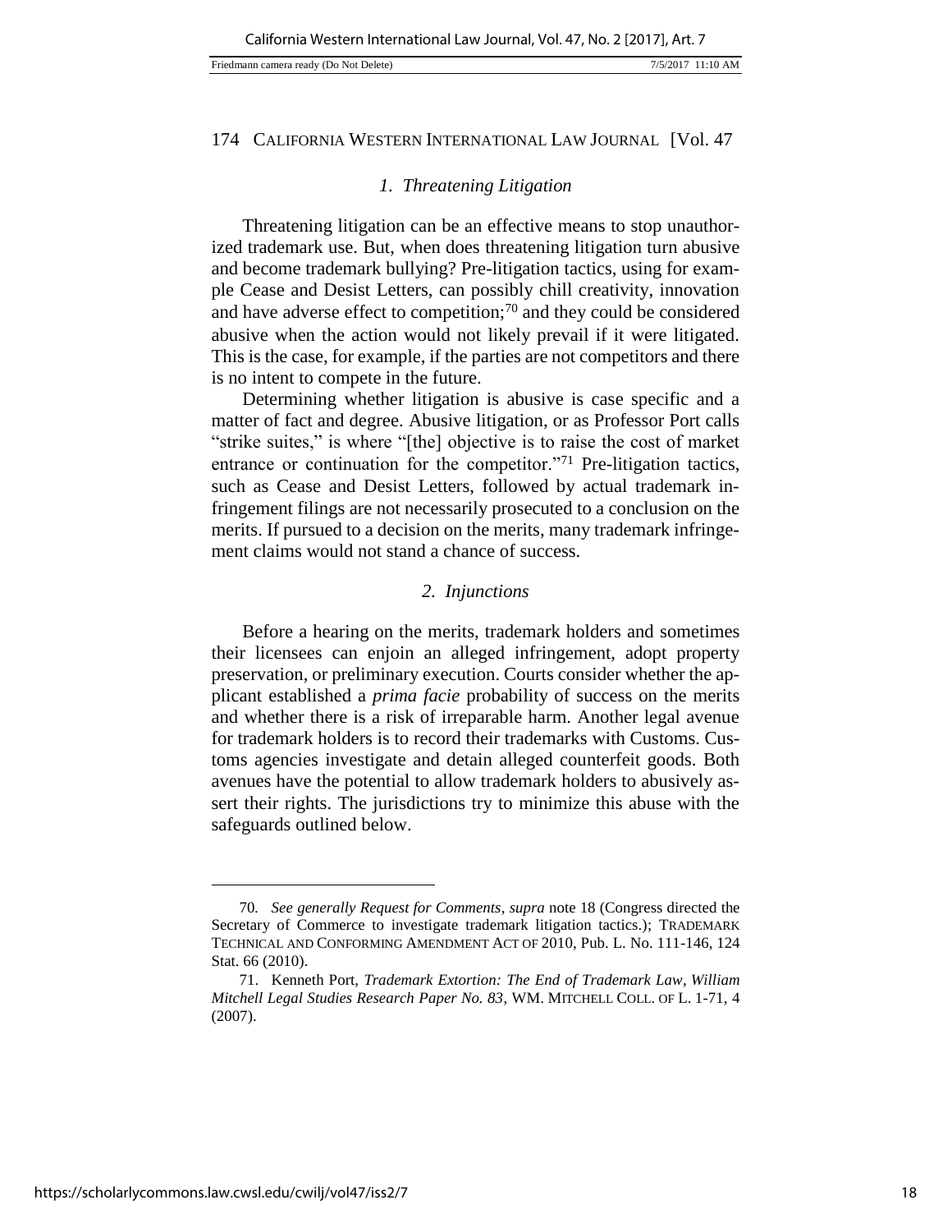### *1. Threatening Litigation*

Threatening litigation can be an effective means to stop unauthorized trademark use. But, when does threatening litigation turn abusive and become trademark bullying? Pre-litigation tactics, using for example Cease and Desist Letters, can possibly chill creativity, innovation and have adverse effect to competition;[70] and they could be considered abusive when the action would not likely prevail if it were litigated. This is the case, for example, if the parties are not competitors and there is no intent to compete in the future.

Determining whether litigation is abusive is case specific and a matter of fact and degree. Abusive litigation, or as Professor Port calls "strike suites," is where "[the] objective is to raise the cost of market entrance or continuation for the competitor."[71] Pre-litigation tactics, such as Cease and Desist Letters, followed by actual trademark infringement filings are not necessarily prosecuted to a conclusion on the merits. If pursued to a decision on the merits, many trademark infringement claims would not stand a chance of success.

### *2. Injunctions*

Before a hearing on the merits, trademark holders and sometimes their licensees can enjoin an alleged infringement, adopt property preservation, or preliminary execution. Courts consider whether the applicant established a *prima facie* probability of success on the merits and whether there is a risk of irreparable harm. Another legal avenue for trademark holders is to record their trademarks with Customs. Customs agencies investigate and detain alleged counterfeit goods. Both avenues have the potential to allow trademark holders to abusively assert their rights. The jurisdictions try to minimize this abuse with the safeguards outlined below.

---

70. *See generally Request for Comments*, *supra* note 18 (Congress directed the Secretary of Commerce to investigate trademark litigation tactics.); TRADEMARK TECHNICAL AND CONFORMING AMENDMENT ACT OF 2010, Pub. L. No. 111-146, 124 Stat. 66 (2010).

71. Kenneth Port, *Trademark Extortion: The End of Trademark Law*, *William Mitchell Legal Studies Research Paper No. 83*, WM. MITCHELL COLL. OF L. 1-71, 4 (2007).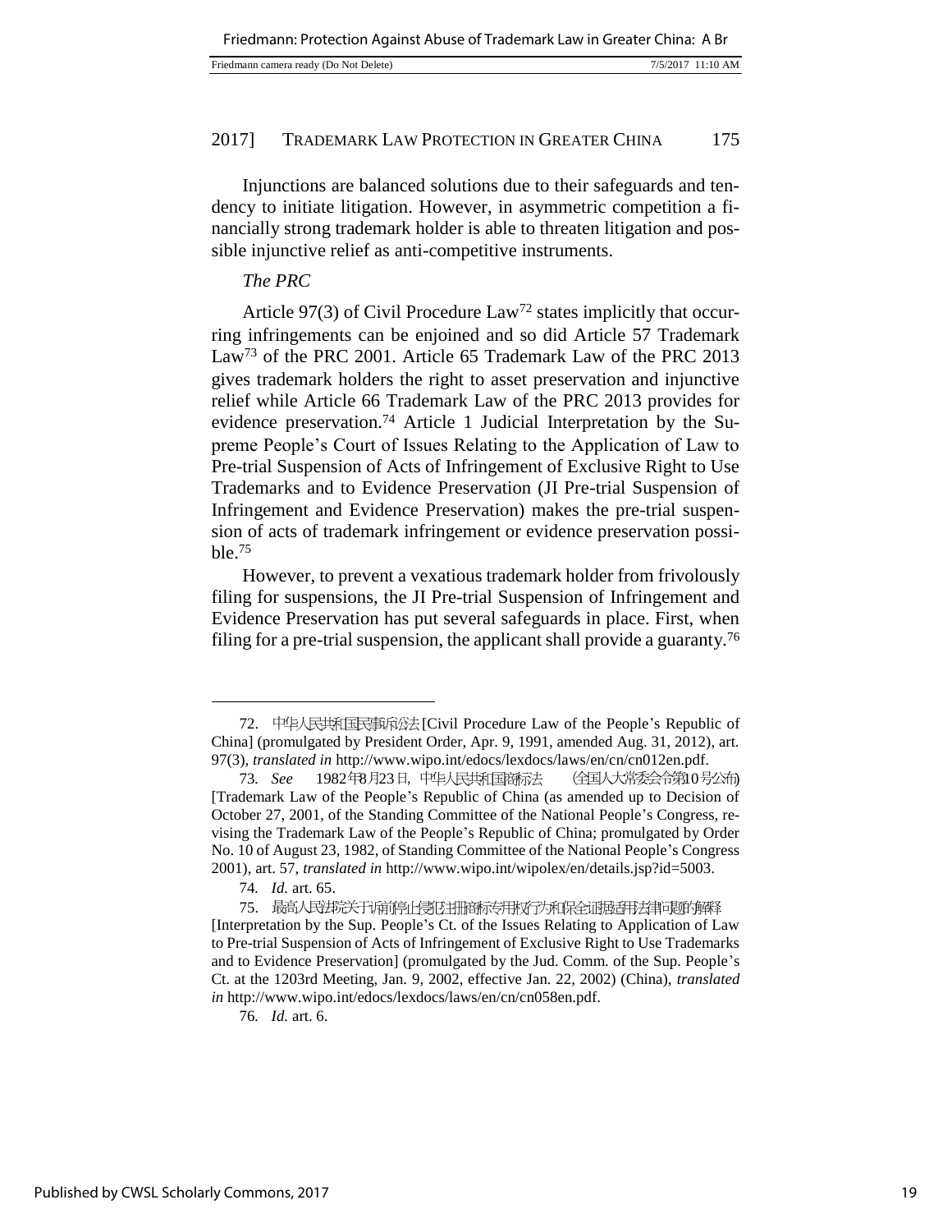Injunctions are balanced solutions due to their safeguards and tendency to initiate litigation. However, in asymmetric competition a financially strong trademark holder is able to threaten litigation and possible injunctive relief as anti-competitive instruments.

*The PRC*

Article 97(3) of Civil Procedure Law[72] states implicitly that occurring infringements can be enjoined and so did Article 57 Trademark Law[73] of the PRC 2001. Article 65 Trademark Law of the PRC 2013 gives trademark holders the right to asset preservation and injunctive relief while Article 66 Trademark Law of the PRC 2013 provides for evidence preservation.[74] Article 1 Judicial Interpretation by the Supreme People's Court of Issues Relating to the Application of Law to Pre-trial Suspension of Acts of Infringement of Exclusive Right to Use Trademarks and to Evidence Preservation (JI Pre-trial Suspension of Infringement and Evidence Preservation) makes the pre-trial suspension of acts of trademark infringement or evidence preservation possible.[75]

However, to prevent a vexatious trademark holder from frivolously filing for suspensions, the JI Pre-trial Suspension of Infringement and Evidence Preservation has put several safeguards in place. First, when filing for a pre-trial suspension, the applicant shall provide a guaranty.[76]

---

72. 中华人民共和国民事诉讼法 [Civil Procedure Law of the People's Republic of China] (promulgated by President Order, Apr. 9, 1991, amended Aug. 31, 2012), art. 97(3), *translated in* http://www.wipo.int/edocs/lexdocs/laws/en/cn/cn012en.pdf.

73. *See* 1982年8月23日, 中华人民共和国商标法 (全国人大常委会令第10号公布) [Trademark Law of the People's Republic of China (as amended up to Decision of October 27, 2001, of the Standing Committee of the National People's Congress, revising the Trademark Law of the People's Republic of China; promulgated by Order No. 10 of August 23, 1982, of Standing Committee of the National People's Congress 2001), art. 57, *translated in* http://www.wipo.int/wipolex/en/details.jsp?id=5003.

74. *Id.* art. 65.

75. 最高人民法院关于诉前停止侵犯注册商标专用权行为和保全证据适用法律问题的解释 [Interpretation by the Sup. People's Ct. of the Issues Relating to Application of Law to Pre-trial Suspension of Acts of Infringement of Exclusive Right to Use Trademarks and to Evidence Preservation] (promulgated by the Jud. Comm. of the Sup. People's Ct. at the 1203rd Meeting, Jan. 9, 2002, effective Jan. 22, 2002) (China), *translated in* http://www.wipo.int/edocs/lexdocs/laws/en/cn/cn058en.pdf.

76. *Id.* art. 6.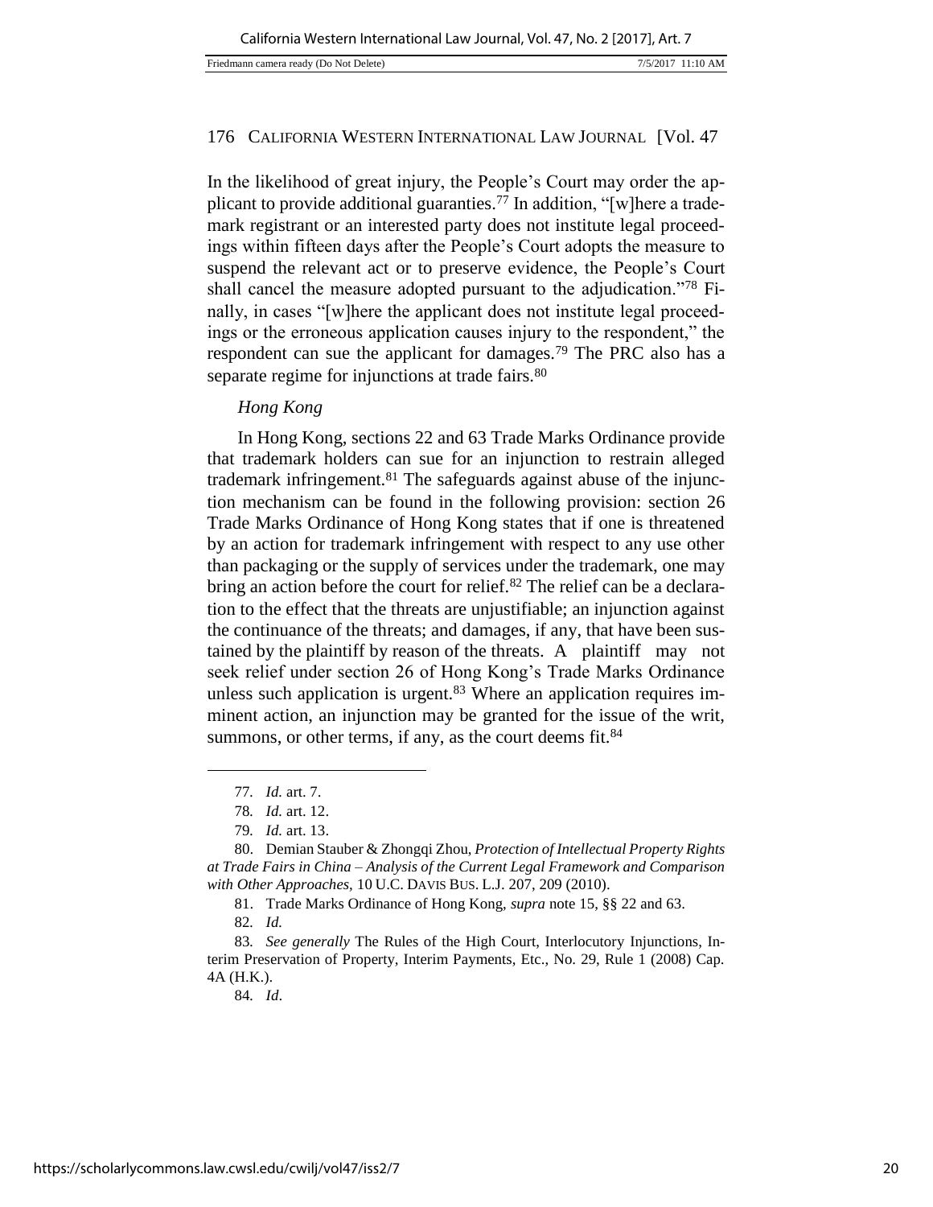In the likelihood of great injury, the People's Court may order the applicant to provide additional guaranties.[77] In addition, "[w]here a trademark registrant or an interested party does not institute legal proceedings within fifteen days after the People's Court adopts the measure to suspend the relevant act or to preserve evidence, the People's Court shall cancel the measure adopted pursuant to the adjudication."[78] Finally, in cases "[w]here the applicant does not institute legal proceedings or the erroneous application causes injury to the respondent," the respondent can sue the applicant for damages.[79] The PRC also has a separate regime for injunctions at trade fairs.[80]

*Hong Kong*

In Hong Kong, sections 22 and 63 Trade Marks Ordinance provide that trademark holders can sue for an injunction to restrain alleged trademark infringement.[81] The safeguards against abuse of the injunction mechanism can be found in the following provision: section 26 Trade Marks Ordinance of Hong Kong states that if one is threatened by an action for trademark infringement with respect to any use other than packaging or the supply of services under the trademark, one may bring an action before the court for relief.[82] The relief can be a declaration to the effect that the threats are unjustifiable; an injunction against the continuance of the threats; and damages, if any, that have been sustained by the plaintiff by reason of the threats. A plaintiff may not seek relief under section 26 of Hong Kong's Trade Marks Ordinance unless such application is urgent.[83] Where an application requires imminent action, an injunction may be granted for the issue of the writ, summons, or other terms, if any, as the court deems fit.[84]

---

77. *Id.* art. 7.

78. *Id.* art. 12.

79. *Id.* art. 13.

80. Demian Stauber & Zhongqi Zhou, *Protection of Intellectual Property Rights at Trade Fairs in China – Analysis of the Current Legal Framework and Comparison with Other Approaches*, 10 U.C. DAVIS BUS. L.J. 207, 209 (2010).

81. Trade Marks Ordinance of Hong Kong, *supra* note 15, §§ 22 and 63.

82. *Id.*

83. *See generally* The Rules of the High Court, Interlocutory Injunctions, Interim Preservation of Property, Interim Payments, Etc., No. 29, Rule 1 (2008) Cap. 4A (H.K.).

84. *Id*.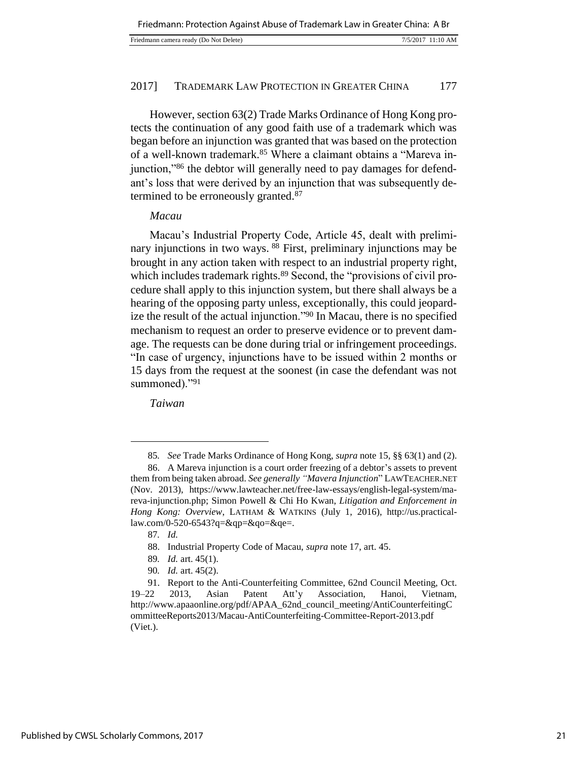However, section 63(2) Trade Marks Ordinance of Hong Kong protects the continuation of any good faith use of a trademark which was began before an injunction was granted that was based on the protection of a well-known trademark.[85] Where a claimant obtains a "Mareva injunction,"[86] the debtor will generally need to pay damages for defendant's loss that were derived by an injunction that was subsequently determined to be erroneously granted.[87]

*Macau*

Macau's Industrial Property Code, Article 45, dealt with preliminary injunctions in two ways.[88] First, preliminary injunctions may be brought in any action taken with respect to an industrial property right, which includes trademark rights.[89] Second, the "provisions of civil procedure shall apply to this injunction system, but there shall always be a hearing of the opposing party unless, exceptionally, this could jeopardize the result of the actual injunction."[90] In Macau, there is no specified mechanism to request an order to preserve evidence or to prevent damage. The requests can be done during trial or infringement proceedings. "In case of urgency, injunctions have to be issued within 2 months or 15 days from the request at the soonest (in case the defendant was not summoned)."[91]

*Taiwan*

---

85. *See* Trade Marks Ordinance of Hong Kong, *supra* note 15, §§ 63(1) and (2).

86. A Mareva injunction is a court order freezing of a debtor's assets to prevent them from being taken abroad. *See generally "Mavera Injunction*" LAWTEACHER.NET (Nov. 2013), https://www.lawteacher.net/free-law-essays/english-legal-system/mareva-injunction.php; Simon Powell & Chi Ho Kwan, *Litigation and Enforcement in Hong Kong: Overview*, LATHAM & WATKINS (July 1, 2016), http://us.practicallaw.com/0-520-6543?q=&qp=&qo=&qe=.

87. *Id.*

88. Industrial Property Code of Macau, *supra* note 17, art. 45.

89. *Id.* art. 45(1).

90. *Id.* art. 45(2).

91. Report to the Anti-Counterfeiting Committee, 62nd Council Meeting, Oct. 19–22 2013, Asian Patent Att'y Association, Hanoi, Vietnam, http://www.apaaonline.org/pdf/APAA_62nd_council_meeting/AntiCounterfeitingCommitteeReports2013/Macau-AntiCounterfeiting-Committee-Report-2013.pdf (Viet.).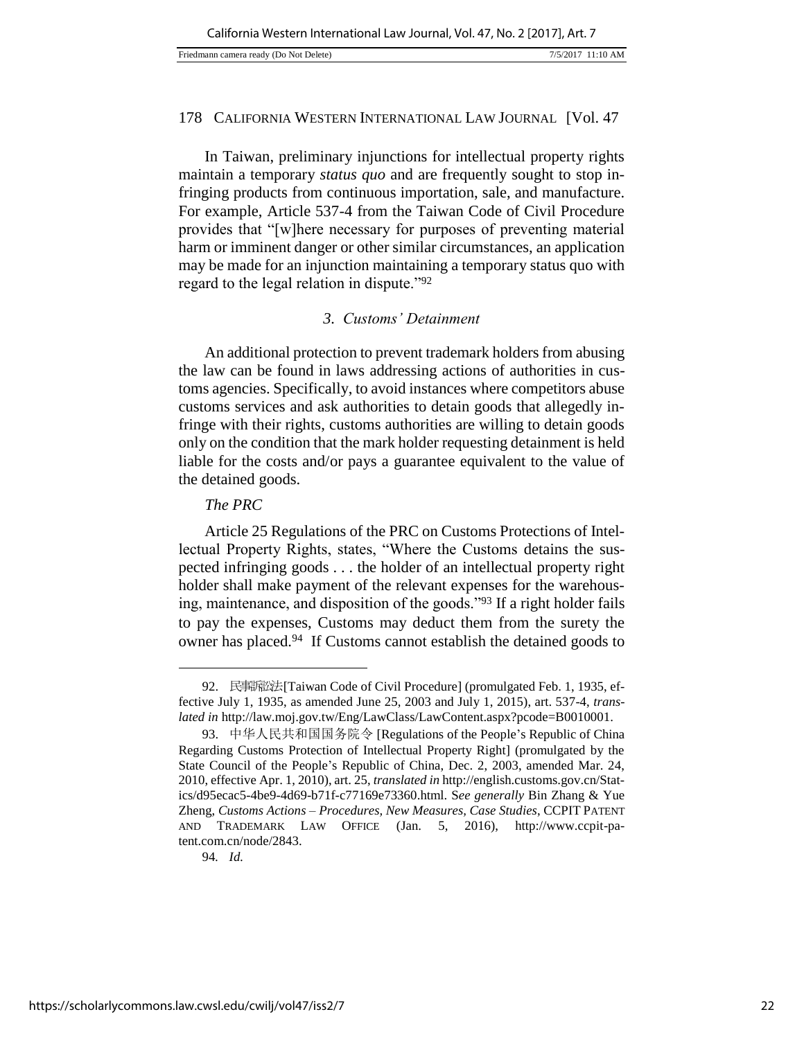In Taiwan, preliminary injunctions for intellectual property rights maintain a temporary *status quo* and are frequently sought to stop infringing products from continuous importation, sale, and manufacture. For example, Article 537-4 from the Taiwan Code of Civil Procedure provides that "[w]here necessary for purposes of preventing material harm or imminent danger or other similar circumstances, an application may be made for an injunction maintaining a temporary status quo with regard to the legal relation in dispute."[92]

### *3. Customs' Detainment*

An additional protection to prevent trademark holders from abusing the law can be found in laws addressing actions of authorities in customs agencies. Specifically, to avoid instances where competitors abuse customs services and ask authorities to detain goods that allegedly infringe with their rights, customs authorities are willing to detain goods only on the condition that the mark holder requesting detainment is held liable for the costs and/or pays a guarantee equivalent to the value of the detained goods.

*The PRC*

Article 25 Regulations of the PRC on Customs Protections of Intellectual Property Rights, states, "Where the Customs detains the suspected infringing goods . . . the holder of an intellectual property right holder shall make payment of the relevant expenses for the warehousing, maintenance, and disposition of the goods."[93] If a right holder fails to pay the expenses, Customs may deduct them from the surety the owner has placed.[94] If Customs cannot establish the detained goods to

---

92. 民事訴訟法[Taiwan Code of Civil Procedure] (promulgated Feb. 1, 1935, effective July 1, 1935, as amended June 25, 2003 and July 1, 2015), art. 537-4, *translated in* http://law.moj.gov.tw/Eng/LawClass/LawContent.aspx?pcode=B0010001.

93. 中华人民共和国国务院令 [Regulations of the People's Republic of China Regarding Customs Protection of Intellectual Property Right] (promulgated by the State Council of the People's Republic of China, Dec. 2, 2003, amended Mar. 24, 2010, effective Apr. 1, 2010), art. 25, *translated in* http://english.customs.gov.cn/Statics/d95ecac5-4be9-4d69-b71f-c77169e73360.html. S*ee generally* Bin Zhang & Yue Zheng, *Customs Actions – Procedures, New Measures, Case Studies*, CCPIT PATENT AND TRADEMARK LAW OFFICE (Jan. 5, 2016), http://www.ccpit-patent.com.cn/node/2843.

94. *Id.*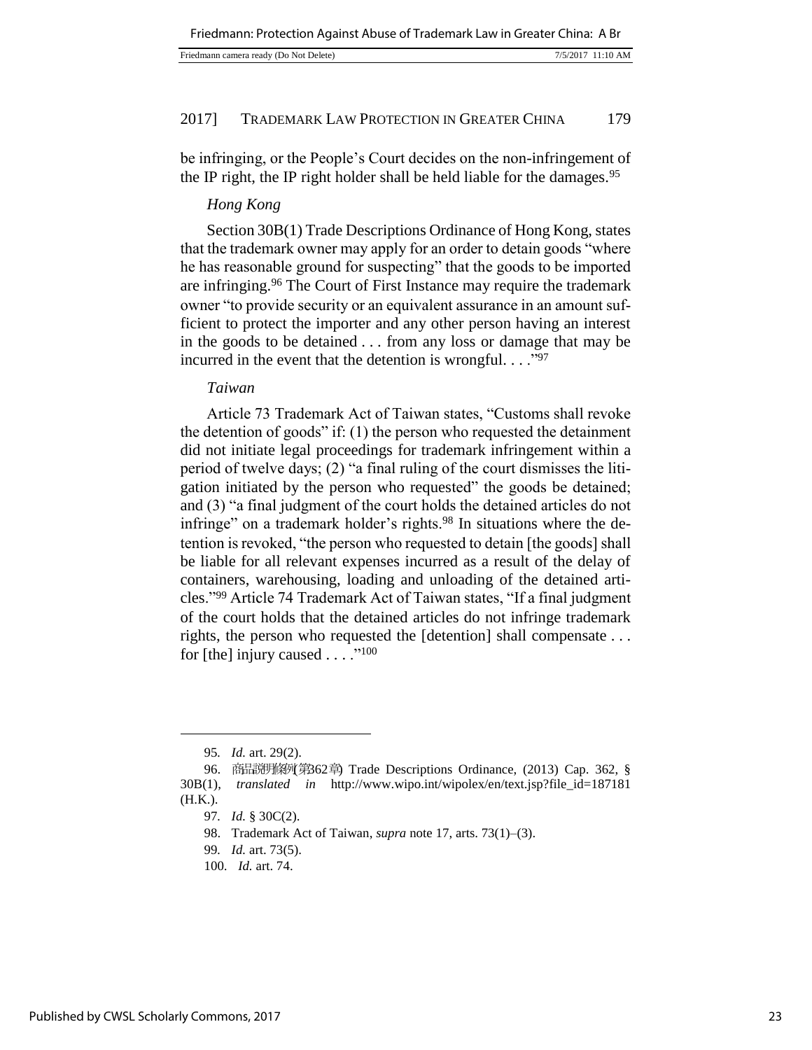be infringing, or the People's Court decides on the non-infringement of the IP right, the IP right holder shall be held liable for the damages.[95]

*Hong Kong*

Section 30B(1) Trade Descriptions Ordinance of Hong Kong, states that the trademark owner may apply for an order to detain goods "where he has reasonable ground for suspecting" that the goods to be imported are infringing.[96] The Court of First Instance may require the trademark owner "to provide security or an equivalent assurance in an amount sufficient to protect the importer and any other person having an interest in the goods to be detained . . . from any loss or damage that may be incurred in the event that the detention is wrongful. . . ."[97]

*Taiwan*

Article 73 Trademark Act of Taiwan states, "Customs shall revoke the detention of goods" if: (1) the person who requested the detainment did not initiate legal proceedings for trademark infringement within a period of twelve days; (2) "a final ruling of the court dismisses the litigation initiated by the person who requested" the goods be detained; and (3) "a final judgment of the court holds the detained articles do not infringe" on a trademark holder's rights.[98] In situations where the detention is revoked, "the person who requested to detain [the goods] shall be liable for all relevant expenses incurred as a result of the delay of containers, warehousing, loading and unloading of the detained articles."[99] Article 74 Trademark Act of Taiwan states, "If a final judgment of the court holds that the detained articles do not infringe trademark rights, the person who requested the [detention] shall compensate . . . for [the] injury caused . . . ."[100]

---

95. *Id.* art. 29(2).

96. 商品說明條例(第362章) Trade Descriptions Ordinance, (2013) Cap. 362, § 30B(1), *translated in* http://www.wipo.int/wipolex/en/text.jsp?file_id=187181 (H.K.).

97. *Id.* § 30C(2).

98. Trademark Act of Taiwan, *supra* note 17, arts. 73(1)–(3).

99. *Id.* art. 73(5).

100. *Id.* art. 74.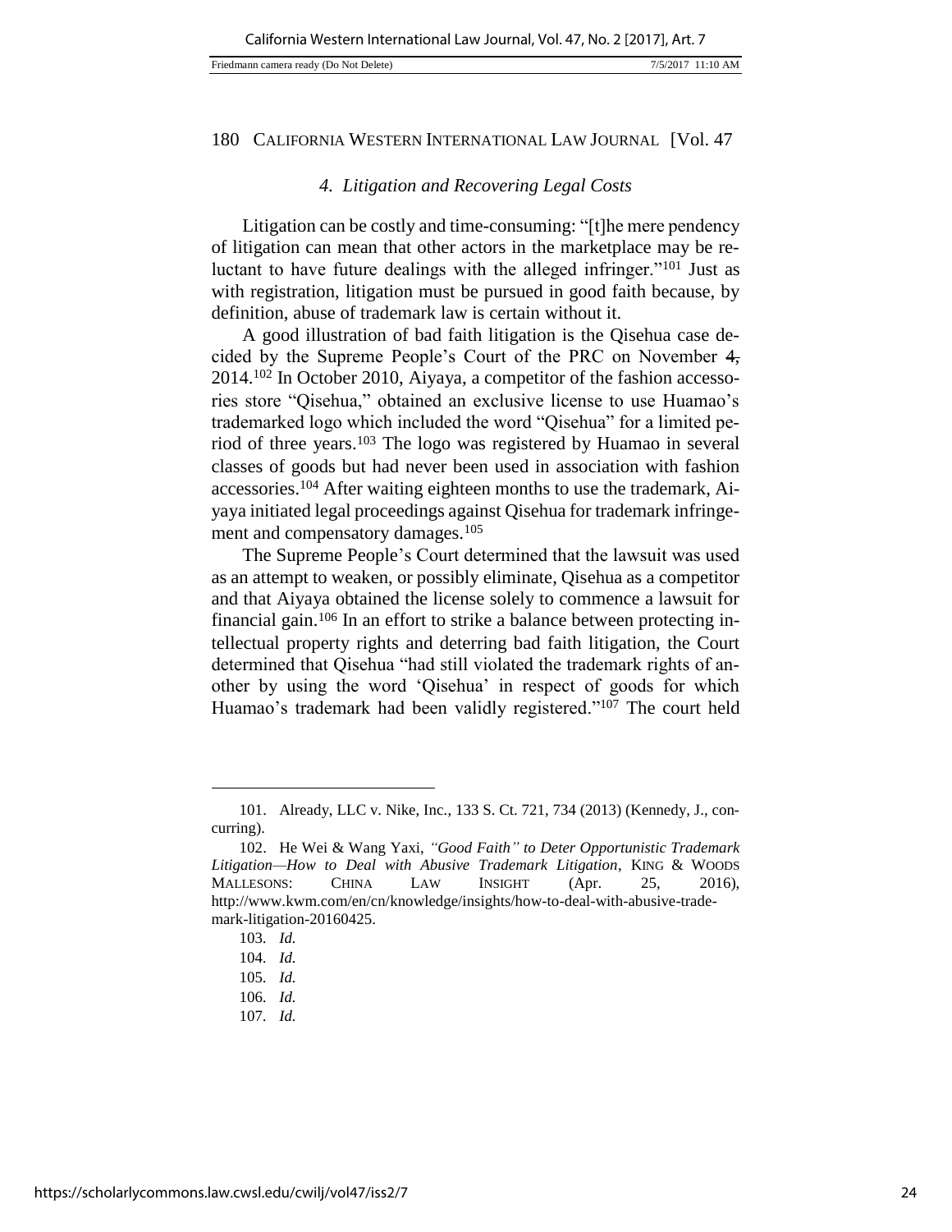### 4. Litigation and Recovering Legal Costs

Litigation can be costly and time-consuming: "[t]he mere pendency of litigation can mean that other actors in the marketplace may be reluctant to have future dealings with the alleged infringer."[101] Just as with registration, litigation must be pursued in good faith because, by definition, abuse of trademark law is certain without it.

A good illustration of bad faith litigation is the Qisehua case decided by the Supreme People's Court of the PRC on November ~~4,~~ 2014.[102] In October 2010, Aiyaya, a competitor of the fashion accessories store "Qisehua," obtained an exclusive license to use Huamao's trademarked logo which included the word "Qisehua" for a limited period of three years.[103] The logo was registered by Huamao in several classes of goods but had never been used in association with fashion accessories.[104] After waiting eighteen months to use the trademark, Aiyaya initiated legal proceedings against Qisehua for trademark infringement and compensatory damages.[105]

The Supreme People's Court determined that the lawsuit was used as an attempt to weaken, or possibly eliminate, Qisehua as a competitor and that Aiyaya obtained the license solely to commence a lawsuit for financial gain.[106] In an effort to strike a balance between protecting intellectual property rights and deterring bad faith litigation, the Court determined that Qisehua "had still violated the trademark rights of another by using the word 'Qisehua' in respect of goods for which Huamao's trademark had been validly registered."[107] The court held

---

101. Already, LLC v. Nike, Inc., 133 S. Ct. 721, 734 (2013) (Kennedy, J., concurring).

102. He Wei & Wang Yaxi, *"Good Faith" to Deter Opportunistic Trademark Litigation—How to Deal with Abusive Trademark Litigation*, KING & WOODS MALLESONS: CHINA LAW INSIGHT (Apr. 25, 2016), http://www.kwm.com/en/cn/knowledge/insights/how-to-deal-with-abusive-trademark-litigation-20160425.

103. *Id.*

104. *Id.*

105. *Id.*

106. *Id.*

107. *Id.*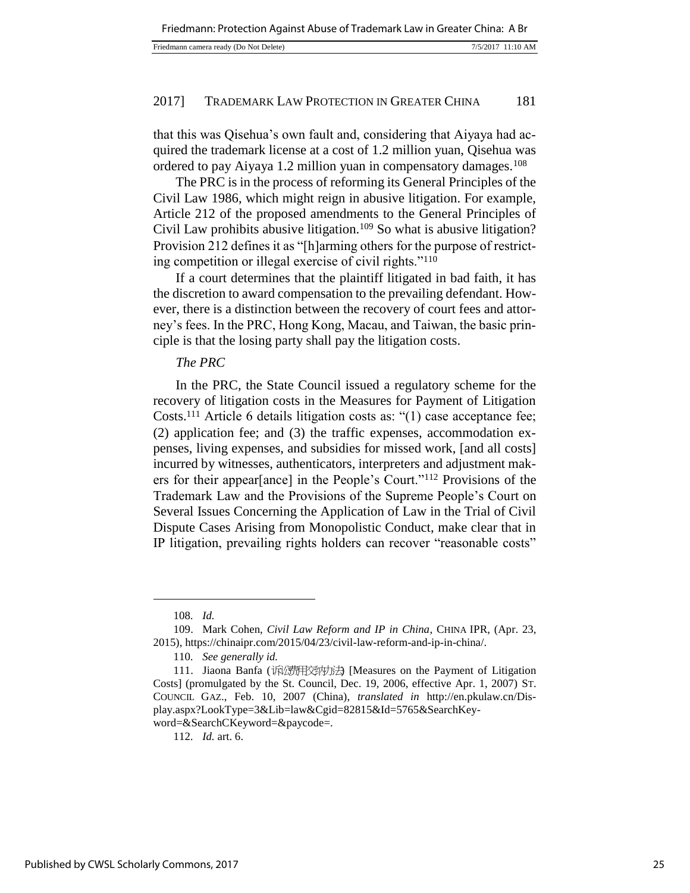that this was Qisehua's own fault and, considering that Aiyaya had acquired the trademark license at a cost of 1.2 million yuan, Qisehua was ordered to pay Aiyaya 1.2 million yuan in compensatory damages.[108]

The PRC is in the process of reforming its General Principles of the Civil Law 1986, which might reign in abusive litigation. For example, Article 212 of the proposed amendments to the General Principles of Civil Law prohibits abusive litigation.[109] So what is abusive litigation? Provision 212 defines it as "[h]arming others for the purpose of restricting competition or illegal exercise of civil rights."[110]

If a court determines that the plaintiff litigated in bad faith, it has the discretion to award compensation to the prevailing defendant. However, there is a distinction between the recovery of court fees and attorney's fees. In the PRC, Hong Kong, Macau, and Taiwan, the basic principle is that the losing party shall pay the litigation costs.

*The PRC*

In the PRC, the State Council issued a regulatory scheme for the recovery of litigation costs in the Measures for Payment of Litigation Costs.[111] Article 6 details litigation costs as: "(1) case acceptance fee; (2) application fee; and (3) the traffic expenses, accommodation expenses, living expenses, and subsidies for missed work, [and all costs] incurred by witnesses, authenticators, interpreters and adjustment makers for their appear[ance] in the People's Court."[112] Provisions of the Trademark Law and the Provisions of the Supreme People's Court on Several Issues Concerning the Application of Law in the Trial of Civil Dispute Cases Arising from Monopolistic Conduct, make clear that in IP litigation, prevailing rights holders can recover "reasonable costs"

---

108. *Id.*

109. Mark Cohen, *Civil Law Reform and IP in China*, CHINA IPR, (Apr. 23, 2015), https://chinaipr.com/2015/04/23/civil-law-reform-and-ip-in-china/.

110. *See generally id.*

111. Jiaona Banfa (诉讼费用交纳办法) [Measures on the Payment of Litigation Costs] (promulgated by the St. Council, Dec. 19, 2006, effective Apr. 1, 2007) ST. COUNCIL GAZ., Feb. 10, 2007 (China), *translated in* http://en.pkulaw.cn/Display.aspx?LookType=3&Lib=law&Cgid=82815&Id=5765&SearchKeyword=&SearchCKeyword=&paycode=.

112. *Id.* art. 6.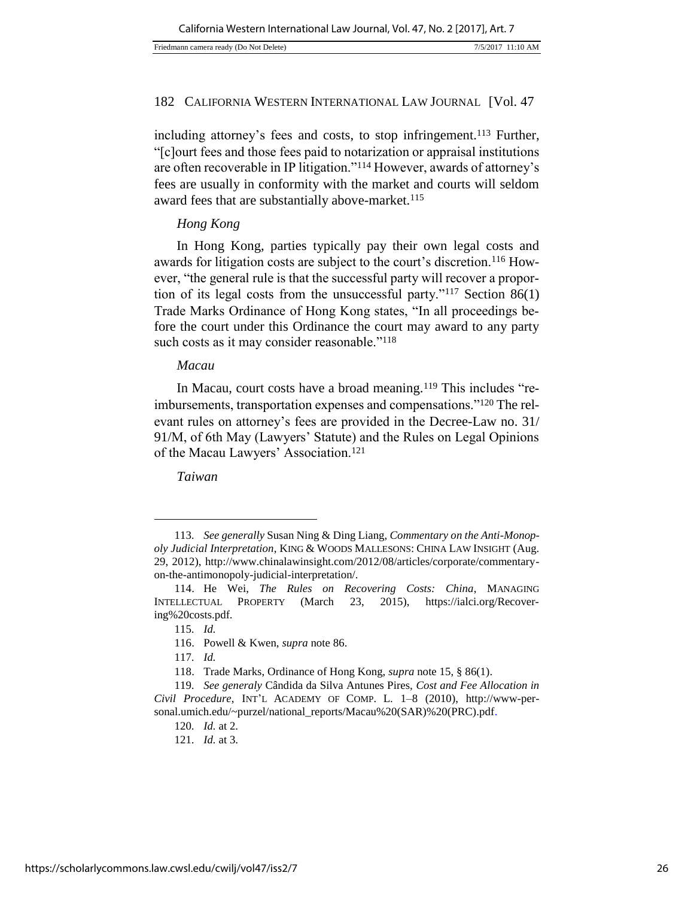including attorney's fees and costs, to stop infringement.[113] Further, "[c]ourt fees and those fees paid to notarization or appraisal institutions are often recoverable in IP litigation."[114] However, awards of attorney's fees are usually in conformity with the market and courts will seldom award fees that are substantially above-market.[115]

*Hong Kong*

In Hong Kong, parties typically pay their own legal costs and awards for litigation costs are subject to the court's discretion.[116] However, "the general rule is that the successful party will recover a proportion of its legal costs from the unsuccessful party."[117] Section 86(1) Trade Marks Ordinance of Hong Kong states, "In all proceedings before the court under this Ordinance the court may award to any party such costs as it may consider reasonable."[118]

*Macau*

In Macau, court costs have a broad meaning.[119] This includes "reimbursements, transportation expenses and compensations."[120] The relevant rules on attorney's fees are provided in the Decree-Law no. 31/91/M, of 6th May (Lawyers' Statute) and the Rules on Legal Opinions of the Macau Lawyers' Association.[121]

*Taiwan*

---

113. *See generally* Susan Ning & Ding Liang, *Commentary on the Anti-Monopoly Judicial Interpretation*, KING & WOODS MALLESONS: CHINA LAW INSIGHT (Aug. 29, 2012), http://www.chinalawinsight.com/2012/08/articles/corporate/commentary-on-the-antimonopoly-judicial-interpretation/.

114. He Wei, *The Rules on Recovering Costs: China*, MANAGING INTELLECTUAL PROPERTY (March 23, 2015), https://ialci.org/Recovering%20costs.pdf.

115. *Id.*

116. Powell & Kwen, *supra* note 86.

117. *Id.*

118. Trade Marks, Ordinance of Hong Kong, *supra* note 15, § 86(1).

119. *See generaly* Cândida da Silva Antunes Pires, *Cost and Fee Allocation in Civil Procedure*, INT'L ACADEMY OF COMP. L. 1–8 (2010), http://www-personal.umich.edu/~purzel/national_reports/Macau%20(SAR)%20(PRC).pdf.

120. *Id.* at 2.

121. *Id.* at 3.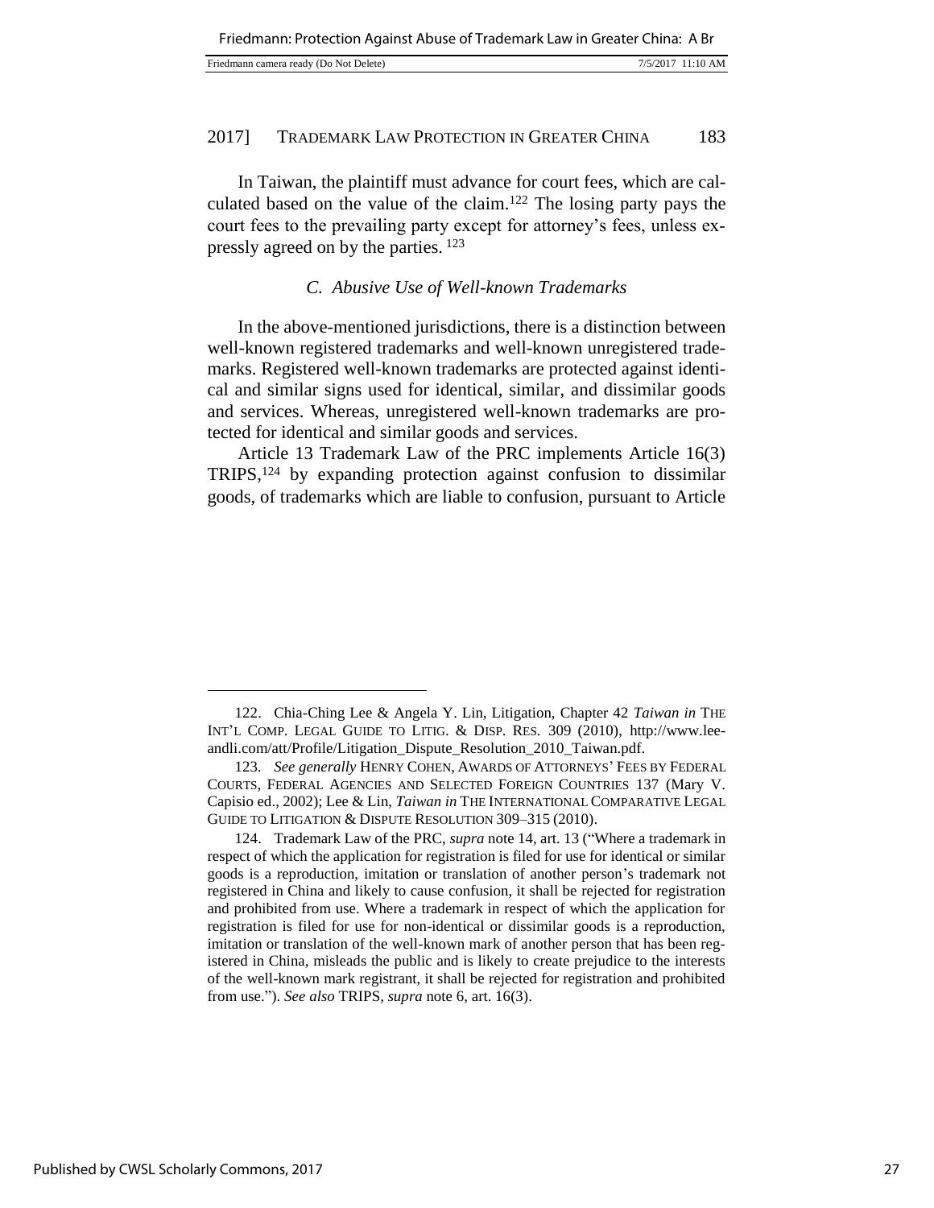In Taiwan, the plaintiff must advance for court fees, which are calculated based on the value of the claim.[122] The losing party pays the court fees to the prevailing party except for attorney's fees, unless expressly agreed on by the parties. [123]

### *C. Abusive Use of Well-known Trademarks*

In the above-mentioned jurisdictions, there is a distinction between well-known registered trademarks and well-known unregistered trademarks. Registered well-known trademarks are protected against identical and similar signs used for identical, similar, and dissimilar goods and services. Whereas, unregistered well-known trademarks are protected for identical and similar goods and services.

Article 13 Trademark Law of the PRC implements Article 16(3) TRIPS,[124] by expanding protection against confusion to dissimilar goods, of trademarks which are liable to confusion, pursuant to Article

---

122. Chia-Ching Lee & Angela Y. Lin, Litigation, Chapter 42 *Taiwan in* THE INT'L COMP. LEGAL GUIDE TO LITIG. & DISP. RES. 309 (2010), http://www.leeandli.com/att/Profile/Litigation_Dispute_Resolution_2010_Taiwan.pdf.

123. *See generally* HENRY COHEN, AWARDS OF ATTORNEYS' FEES BY FEDERAL COURTS, FEDERAL AGENCIES AND SELECTED FOREIGN COUNTRIES 137 (Mary V. Capisio ed., 2002); Lee & Lin, *Taiwan in* THE INTERNATIONAL COMPARATIVE LEGAL GUIDE TO LITIGATION & DISPUTE RESOLUTION 309–315 (2010).

124. Trademark Law of the PRC, *supra* note 14, art. 13 ("Where a trademark in respect of which the application for registration is filed for use for identical or similar goods is a reproduction, imitation or translation of another person's trademark not registered in China and likely to cause confusion, it shall be rejected for registration and prohibited from use. Where a trademark in respect of which the application for registration is filed for use for non-identical or dissimilar goods is a reproduction, imitation or translation of the well-known mark of another person that has been registered in China, misleads the public and is likely to create prejudice to the interests of the well-known mark registrant, it shall be rejected for registration and prohibited from use."). *See also* TRIPS, *supra* note 6, art. 16(3).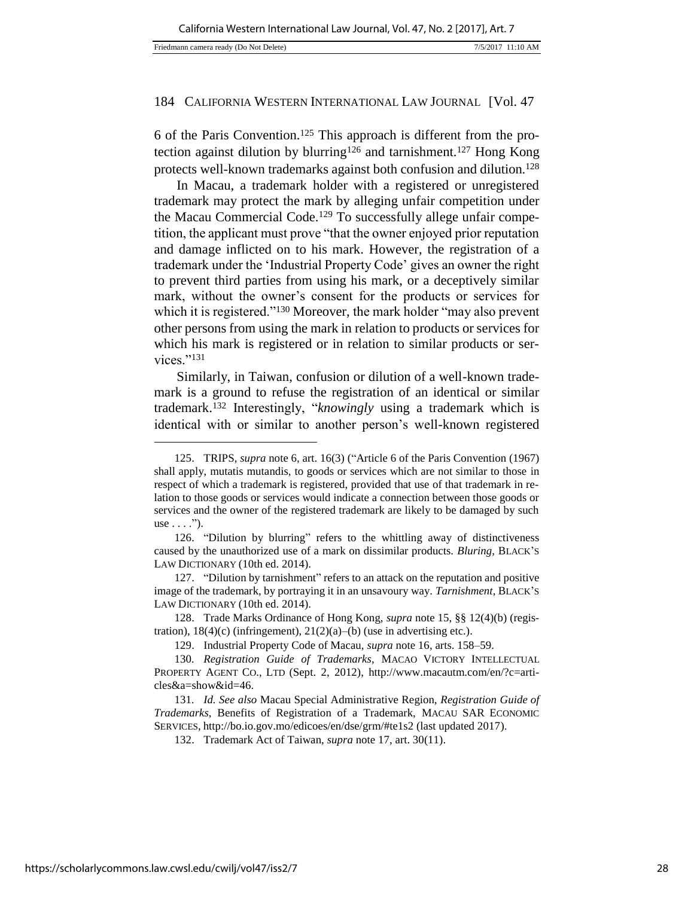6 of the Paris Convention.[125] This approach is different from the protection against dilution by blurring[126] and tarnishment.[127] Hong Kong protects well-known trademarks against both confusion and dilution.[128]

In Macau, a trademark holder with a registered or unregistered trademark may protect the mark by alleging unfair competition under the Macau Commercial Code.[129] To successfully allege unfair competition, the applicant must prove "that the owner enjoyed prior reputation and damage inflicted on to his mark. However, the registration of a trademark under the 'Industrial Property Code' gives an owner the right to prevent third parties from using his mark, or a deceptively similar mark, without the owner's consent for the products or services for which it is registered."[130] Moreover, the mark holder "may also prevent other persons from using the mark in relation to products or services for which his mark is registered or in relation to similar products or services."[131]

Similarly, in Taiwan, confusion or dilution of a well-known trademark is a ground to refuse the registration of an identical or similar trademark.[132] Interestingly, "*knowingly* using a trademark which is identical with or similar to another person's well-known registered

---

125. TRIPS, *supra* note 6, art. 16(3) ("Article 6 of the Paris Convention (1967) shall apply, mutatis mutandis, to goods or services which are not similar to those in respect of which a trademark is registered, provided that use of that trademark in relation to those goods or services would indicate a connection between those goods or services and the owner of the registered trademark are likely to be damaged by such use . . . .").

126. "Dilution by blurring" refers to the whittling away of distinctiveness caused by the unauthorized use of a mark on dissimilar products. *Bluring*, BLACK'S LAW DICTIONARY (10th ed. 2014).

127. "Dilution by tarnishment" refers to an attack on the reputation and positive image of the trademark, by portraying it in an unsavoury way. *Tarnishment*, BLACK'S LAW DICTIONARY (10th ed. 2014).

128. Trade Marks Ordinance of Hong Kong, *supra* note 15, §§ 12(4)(b) (registration), 18(4)(c) (infringement), 21(2)(a)–(b) (use in advertising etc.).

129. Industrial Property Code of Macau, *supra* note 16, arts. 158–59.

130. *Registration Guide of Trademarks*, MACAO VICTORY INTELLECTUAL PROPERTY AGENT CO., LTD (Sept. 2, 2012), http://www.macautm.com/en/?c=articles&a=show&id=46.

131. *Id. See also* Macau Special Administrative Region, *Registration Guide of Trademarks*, Benefits of Registration of a Trademark, MACAU SAR ECONOMIC SERVICES, http://bo.io.gov.mo/edicoes/en/dse/grm/#te1s2 (last updated 2017).

132. Trademark Act of Taiwan, *supra* note 17, art. 30(11).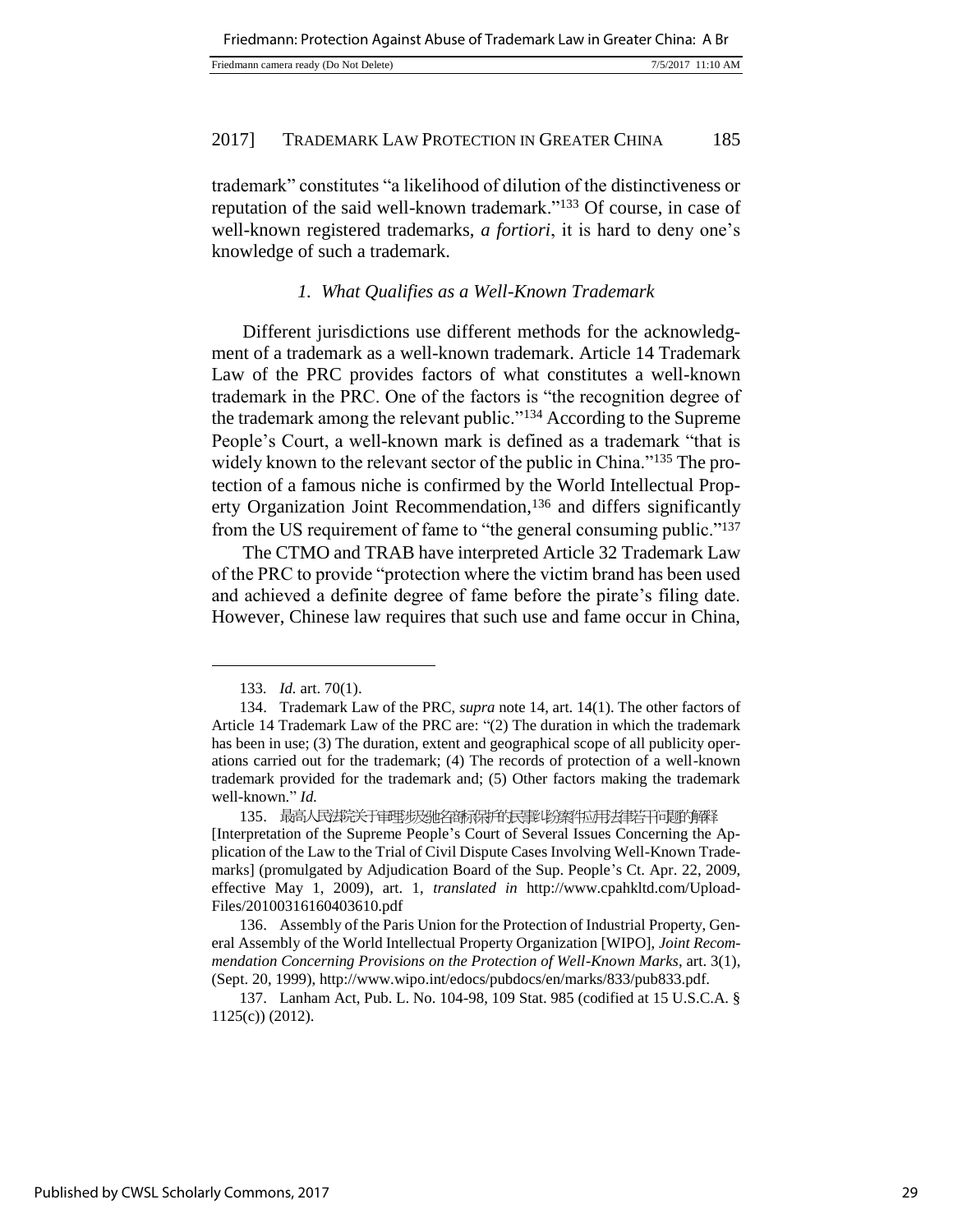trademark" constitutes "a likelihood of dilution of the distinctiveness or reputation of the said well-known trademark."[133] Of course, in case of well-known registered trademarks, *a fortiori*, it is hard to deny one's knowledge of such a trademark.

### *1. What Qualifies as a Well-Known Trademark*

Different jurisdictions use different methods for the acknowledgment of a trademark as a well-known trademark. Article 14 Trademark Law of the PRC provides factors of what constitutes a well-known trademark in the PRC. One of the factors is "the recognition degree of the trademark among the relevant public."[134] According to the Supreme People's Court, a well-known mark is defined as a trademark "that is widely known to the relevant sector of the public in China."[135] The protection of a famous niche is confirmed by the World Intellectual Property Organization Joint Recommendation,[136] and differs significantly from the US requirement of fame to "the general consuming public."[137]

The CTMO and TRAB have interpreted Article 32 Trademark Law of the PRC to provide "protection where the victim brand has been used and achieved a definite degree of fame before the pirate's filing date. However, Chinese law requires that such use and fame occur in China,

---

133. *Id.* art. 70(1).

134. Trademark Law of the PRC, *supra* note 14, art. 14(1). The other factors of Article 14 Trademark Law of the PRC are: "(2) The duration in which the trademark has been in use; (3) The duration, extent and geographical scope of all publicity operations carried out for the trademark; (4) The records of protection of a well-known trademark provided for the trademark and; (5) Other factors making the trademark well-known." *Id.*

135. 最高人民法院关于审理涉及驰名商标保护的民事纠纷案件应用法律若干问题的解释 [Interpretation of the Supreme People's Court of Several Issues Concerning the Application of the Law to the Trial of Civil Dispute Cases Involving Well-Known Trademarks] (promulgated by Adjudication Board of the Sup. People's Ct. Apr. 22, 2009, effective May 1, 2009), art. 1, *translated in* http://www.cpahkltd.com/UploadFiles/20100316160403610.pdf

136. Assembly of the Paris Union for the Protection of Industrial Property, General Assembly of the World Intellectual Property Organization [WIPO], *Joint Recommendation Concerning Provisions on the Protection of Well-Known Marks*, art. 3(1), (Sept. 20, 1999), http://www.wipo.int/edocs/pubdocs/en/marks/833/pub833.pdf.

137. Lanham Act, Pub. L. No. 104-98, 109 Stat. 985 (codified at 15 U.S.C.A. § 1125(c)) (2012).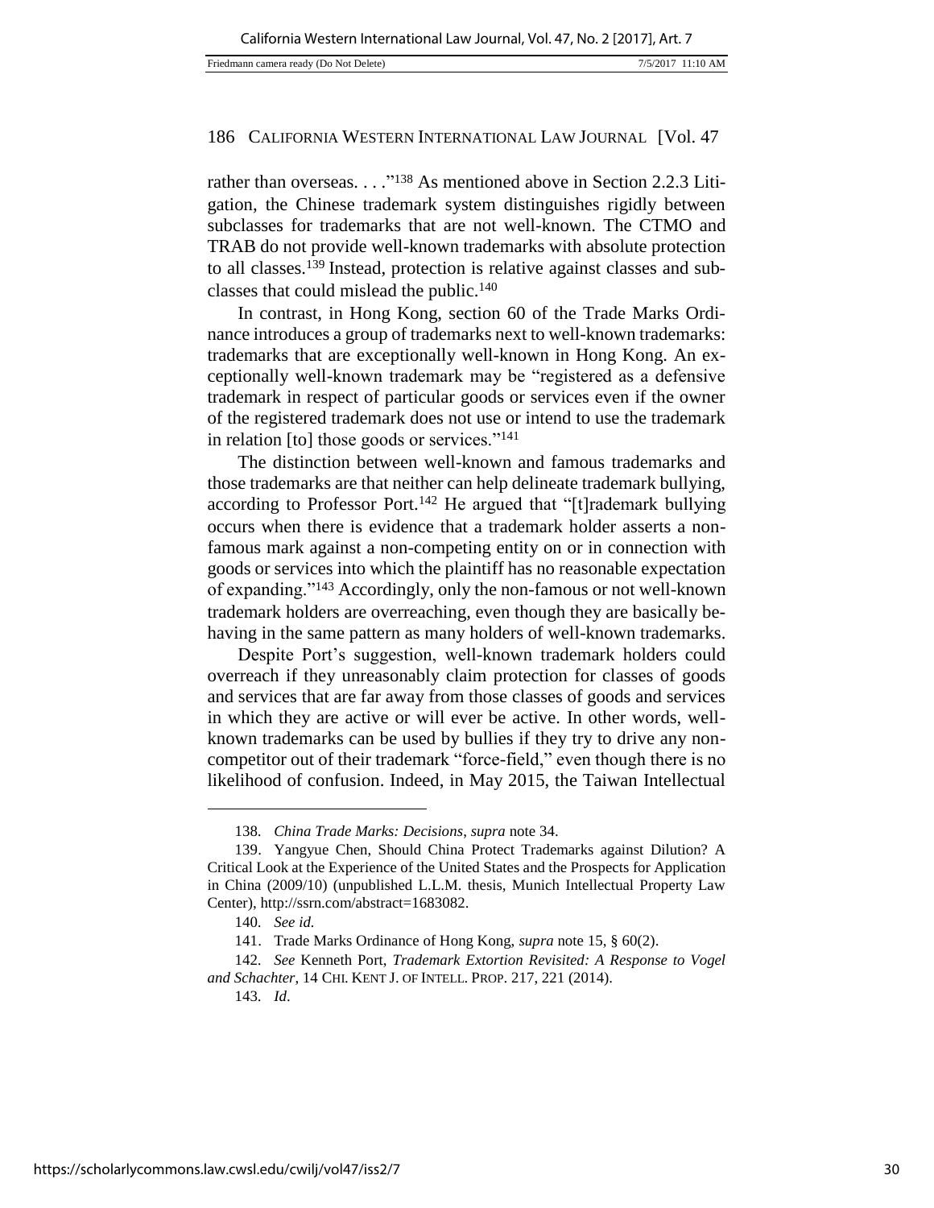rather than overseas. . . ."[138] As mentioned above in Section 2.2.3 Litigation, the Chinese trademark system distinguishes rigidly between subclasses for trademarks that are not well-known. The CTMO and TRAB do not provide well-known trademarks with absolute protection to all classes.[139] Instead, protection is relative against classes and subclasses that could mislead the public.[140]

In contrast, in Hong Kong, section 60 of the Trade Marks Ordinance introduces a group of trademarks next to well-known trademarks: trademarks that are exceptionally well-known in Hong Kong. An exceptionally well-known trademark may be "registered as a defensive trademark in respect of particular goods or services even if the owner of the registered trademark does not use or intend to use the trademark in relation [to] those goods or services."[141]

The distinction between well-known and famous trademarks and those trademarks are that neither can help delineate trademark bullying, according to Professor Port.[142] He argued that "[t]rademark bullying occurs when there is evidence that a trademark holder asserts a non-famous mark against a non-competing entity on or in connection with goods or services into which the plaintiff has no reasonable expectation of expanding."[143] Accordingly, only the non-famous or not well-known trademark holders are overreaching, even though they are basically behaving in the same pattern as many holders of well-known trademarks.

Despite Port's suggestion, well-known trademark holders could overreach if they unreasonably claim protection for classes of goods and services that are far away from those classes of goods and services in which they are active or will ever be active. In other words, well-known trademarks can be used by bullies if they try to drive any non-competitor out of their trademark "force-field," even though there is no likelihood of confusion. Indeed, in May 2015, the Taiwan Intellectual

---

138. *China Trade Marks: Decisions*, *supra* note 34.

139. Yangyue Chen, Should China Protect Trademarks against Dilution? A Critical Look at the Experience of the United States and the Prospects for Application in China (2009/10) (unpublished L.L.M. thesis, Munich Intellectual Property Law Center), http://ssrn.com/abstract=1683082.

140. *See id.*

141. Trade Marks Ordinance of Hong Kong, *supra* note 15, § 60(2).

142. *See* Kenneth Port, *Trademark Extortion Revisited: A Response to Vogel and Schachter*, 14 CHI. KENT J. OF INTELL. PROP. 217, 221 (2014).

143. *Id*.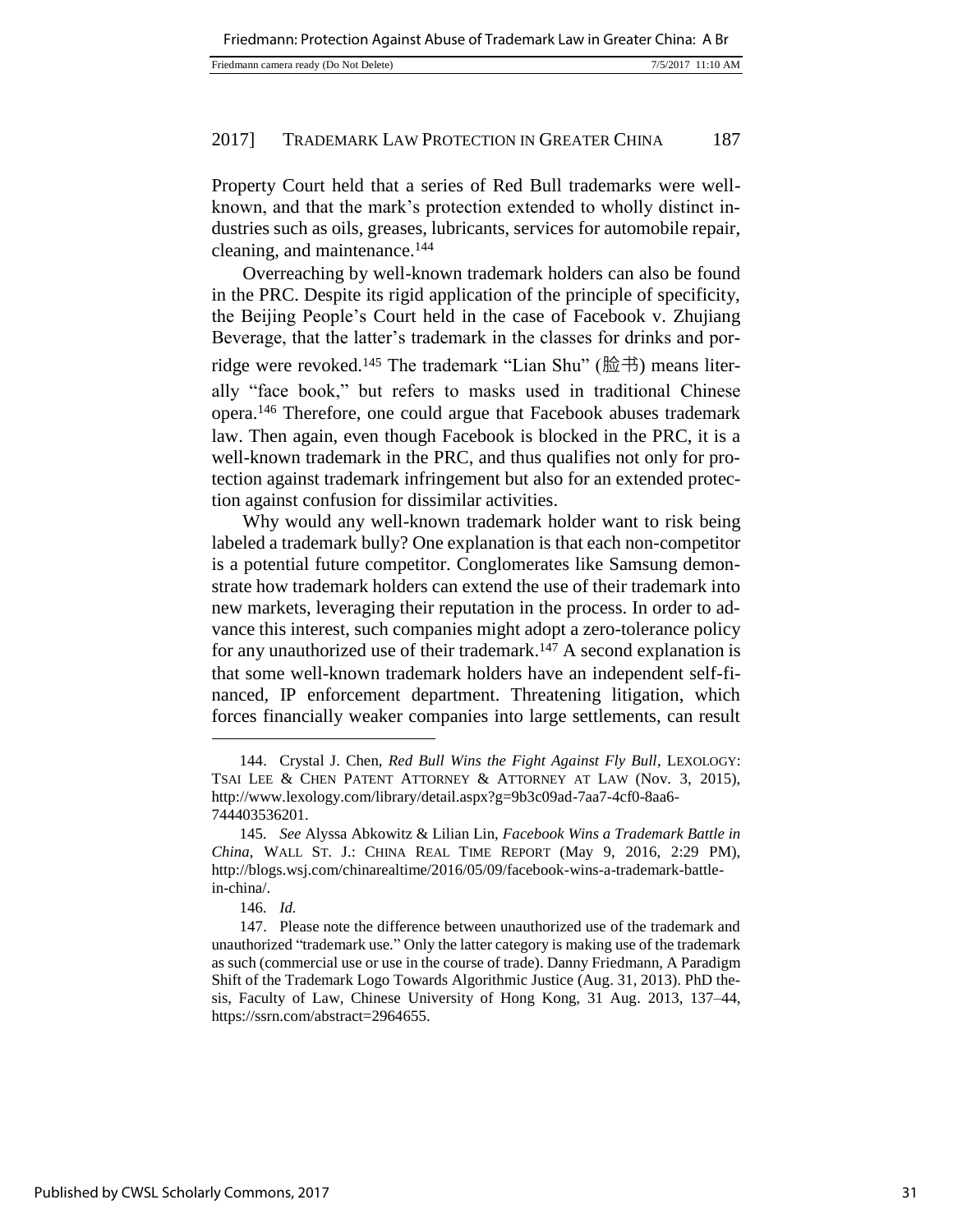Property Court held that a series of Red Bull trademarks were well-known, and that the mark's protection extended to wholly distinct industries such as oils, greases, lubricants, services for automobile repair, cleaning, and maintenance.[144]

Overreaching by well-known trademark holders can also be found in the PRC. Despite its rigid application of the principle of specificity, the Beijing People's Court held in the case of Facebook v. Zhujiang Beverage, that the latter's trademark in the classes for drinks and porridge were revoked.[145] The trademark "Lian Shu" (脸书) means literally "face book," but refers to masks used in traditional Chinese opera.[146] Therefore, one could argue that Facebook abuses trademark law. Then again, even though Facebook is blocked in the PRC, it is a well-known trademark in the PRC, and thus qualifies not only for protection against trademark infringement but also for an extended protection against confusion for dissimilar activities.

Why would any well-known trademark holder want to risk being labeled a trademark bully? One explanation is that each non-competitor is a potential future competitor. Conglomerates like Samsung demonstrate how trademark holders can extend the use of their trademark into new markets, leveraging their reputation in the process. In order to advance this interest, such companies might adopt a zero-tolerance policy for any unauthorized use of their trademark.[147] A second explanation is that some well-known trademark holders have an independent self-financed, IP enforcement department. Threatening litigation, which forces financially weaker companies into large settlements, can result

---

144. Crystal J. Chen, *Red Bull Wins the Fight Against Fly Bull*, LEXOLOGY: TSAI LEE & CHEN PATENT ATTORNEY & ATTORNEY AT LAW (Nov. 3, 2015), http://www.lexology.com/library/detail.aspx?g=9b3c09ad-7aa7-4cf0-8aa6-744403536201.

145. *See* Alyssa Abkowitz & Lilian Lin, *Facebook Wins a Trademark Battle in China*, WALL ST. J.: CHINA REAL TIME REPORT (May 9, 2016, 2:29 PM), http://blogs.wsj.com/chinarealtime/2016/05/09/facebook-wins-a-trademark-battle-in-china/.

146. *Id.*

147. Please note the difference between unauthorized use of the trademark and unauthorized "trademark use." Only the latter category is making use of the trademark as such (commercial use or use in the course of trade). Danny Friedmann, A Paradigm Shift of the Trademark Logo Towards Algorithmic Justice (Aug. 31, 2013). PhD thesis, Faculty of Law, Chinese University of Hong Kong, 31 Aug. 2013, 137–44, https://ssrn.com/abstract=2964655.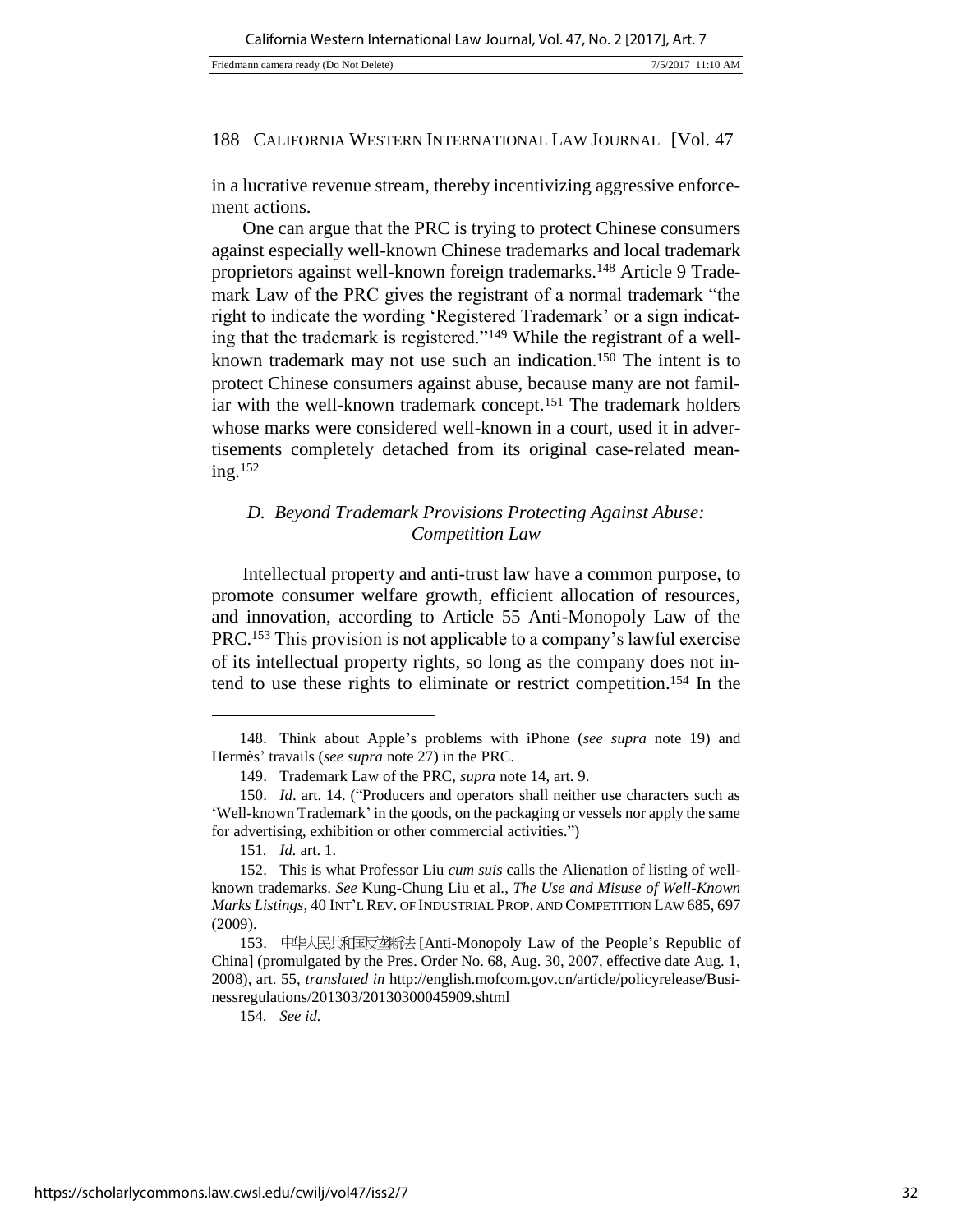in a lucrative revenue stream, thereby incentivizing aggressive enforcement actions.

One can argue that the PRC is trying to protect Chinese consumers against especially well-known Chinese trademarks and local trademark proprietors against well-known foreign trademarks.[148] Article 9 Trademark Law of the PRC gives the registrant of a normal trademark "the right to indicate the wording 'Registered Trademark' or a sign indicating that the trademark is registered."[149] While the registrant of a well-known trademark may not use such an indication.[150] The intent is to protect Chinese consumers against abuse, because many are not familiar with the well-known trademark concept.[151] The trademark holders whose marks were considered well-known in a court, used it in advertisements completely detached from its original case-related meaning.[152]

### *D. Beyond Trademark Provisions Protecting Against Abuse: Competition Law*

Intellectual property and anti-trust law have a common purpose, to promote consumer welfare growth, efficient allocation of resources, and innovation, according to Article 55 Anti-Monopoly Law of the PRC.[153] This provision is not applicable to a company's lawful exercise of its intellectual property rights, so long as the company does not intend to use these rights to eliminate or restrict competition.[154] In the

---

148. Think about Apple's problems with iPhone (*see supra* note 19) and Hermès' travails (*see supra* note 27) in the PRC.

149. Trademark Law of the PRC, *supra* note 14, art. 9.

150. *Id*. art. 14. ("Producers and operators shall neither use characters such as 'Well-known Trademark' in the goods, on the packaging or vessels nor apply the same for advertising, exhibition or other commercial activities.")

151. *Id.* art. 1.

152. This is what Professor Liu *cum suis* calls the Alienation of listing of well-known trademarks. *See* Kung-Chung Liu et al., *The Use and Misuse of Well-Known Marks Listings*, 40 INT'L REV. OF INDUSTRIAL PROP. AND COMPETITION LAW 685, 697 (2009).

153. 中华人民共和国反垄断法 [Anti-Monopoly Law of the People's Republic of China] (promulgated by the Pres. Order No. 68, Aug. 30, 2007, effective date Aug. 1, 2008), art. 55, *translated in* http://english.mofcom.gov.cn/article/policyrelease/Businessregulations/201303/20130300045909.shtml

154. *See id.*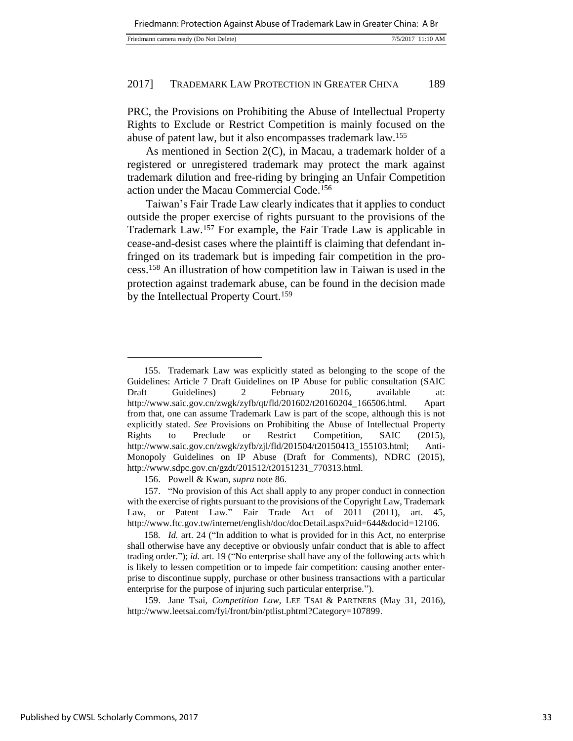PRC, the Provisions on Prohibiting the Abuse of Intellectual Property Rights to Exclude or Restrict Competition is mainly focused on the abuse of patent law, but it also encompasses trademark law.[155]

As mentioned in Section 2(C), in Macau, a trademark holder of a registered or unregistered trademark may protect the mark against trademark dilution and free-riding by bringing an Unfair Competition action under the Macau Commercial Code.[156]

Taiwan's Fair Trade Law clearly indicates that it applies to conduct outside the proper exercise of rights pursuant to the provisions of the Trademark Law.[157] For example, the Fair Trade Law is applicable in cease-and-desist cases where the plaintiff is claiming that defendant infringed on its trademark but is impeding fair competition in the process.[158] An illustration of how competition law in Taiwan is used in the protection against trademark abuse, can be found in the decision made by the Intellectual Property Court.[159]

---

155. Trademark Law was explicitly stated as belonging to the scope of the Guidelines: Article 7 Draft Guidelines on IP Abuse for public consultation (SAIC Draft Guidelines) 2 February 2016, available at: http://www.saic.gov.cn/zwgk/zyfb/qt/fld/201602/t20160204_166506.html. Apart from that, one can assume Trademark Law is part of the scope, although this is not explicitly stated. *See* Provisions on Prohibiting the Abuse of Intellectual Property Rights to Preclude or Restrict Competition, SAIC (2015), http://www.saic.gov.cn/zwgk/zyfb/zjl/fld/201504/t20150413_155103.html; Anti-Monopoly Guidelines on IP Abuse (Draft for Comments), NDRC (2015), http://www.sdpc.gov.cn/gzdt/201512/t20151231_770313.html.

156. Powell & Kwan, *supra* note 86.

157. "No provision of this Act shall apply to any proper conduct in connection with the exercise of rights pursuant to the provisions of the Copyright Law, Trademark Law, or Patent Law." Fair Trade Act of 2011 (2011), art. 45, http://www.ftc.gov.tw/internet/english/doc/docDetail.aspx?uid=644&docid=12106.

158. *Id.* art. 24 ("In addition to what is provided for in this Act, no enterprise shall otherwise have any deceptive or obviously unfair conduct that is able to affect trading order."); *id.* art. 19 ("No enterprise shall have any of the following acts which is likely to lessen competition or to impede fair competition: causing another enterprise to discontinue supply, purchase or other business transactions with a particular enterprise for the purpose of injuring such particular enterprise.").

159. Jane Tsai, *Competition Law*, LEE TSAI & PARTNERS (May 31, 2016), http://www.leetsai.com/fyi/front/bin/ptlist.phtml?Category=107899.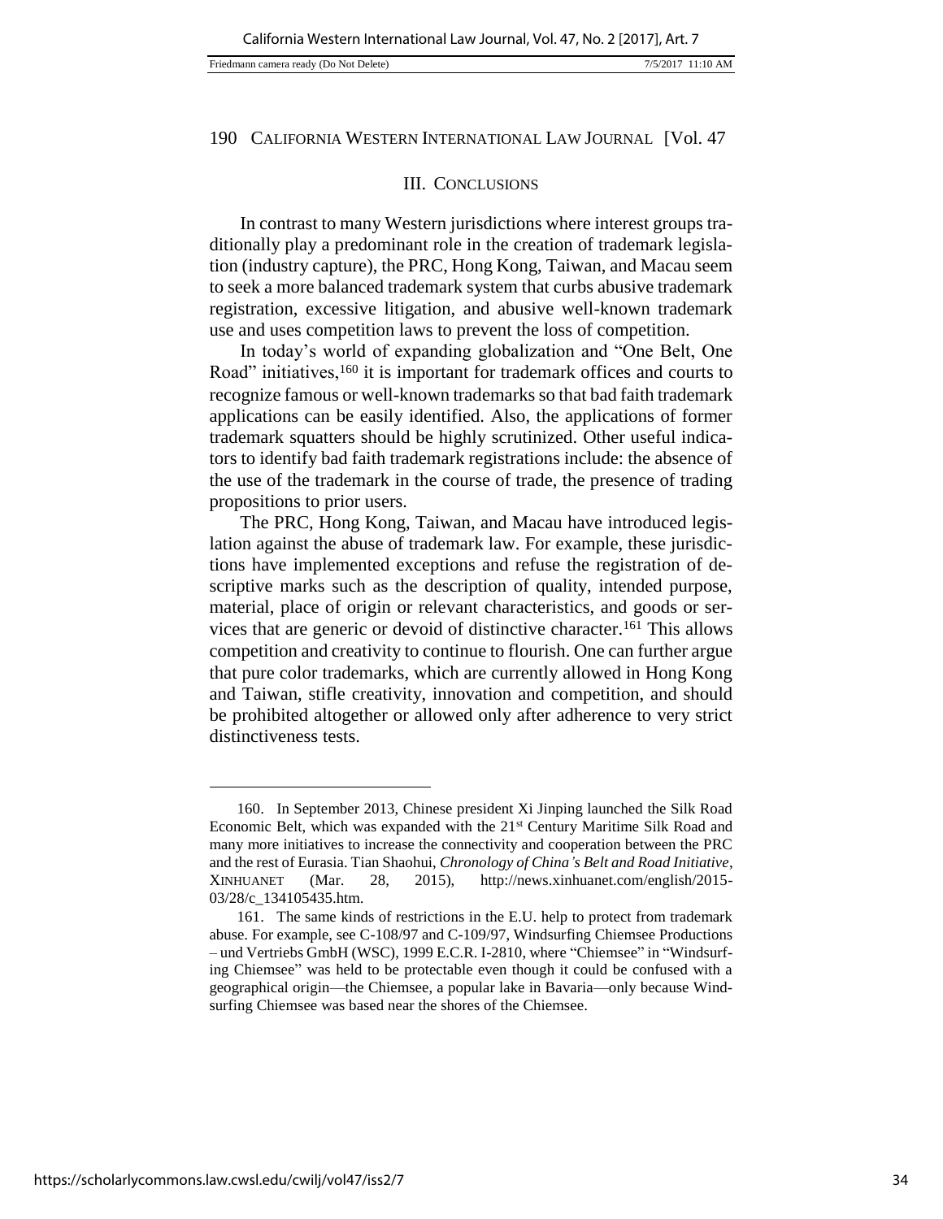## III. CONCLUSIONS

In contrast to many Western jurisdictions where interest groups traditionally play a predominant role in the creation of trademark legislation (industry capture), the PRC, Hong Kong, Taiwan, and Macau seem to seek a more balanced trademark system that curbs abusive trademark registration, excessive litigation, and abusive well-known trademark use and uses competition laws to prevent the loss of competition.

In today's world of expanding globalization and "One Belt, One Road" initiatives,[160] it is important for trademark offices and courts to recognize famous or well-known trademarks so that bad faith trademark applications can be easily identified. Also, the applications of former trademark squatters should be highly scrutinized. Other useful indicators to identify bad faith trademark registrations include: the absence of the use of the trademark in the course of trade, the presence of trading propositions to prior users.

The PRC, Hong Kong, Taiwan, and Macau have introduced legislation against the abuse of trademark law. For example, these jurisdictions have implemented exceptions and refuse the registration of descriptive marks such as the description of quality, intended purpose, material, place of origin or relevant characteristics, and goods or services that are generic or devoid of distinctive character.[161] This allows competition and creativity to continue to flourish. One can further argue that pure color trademarks, which are currently allowed in Hong Kong and Taiwan, stifle creativity, innovation and competition, and should be prohibited altogether or allowed only after adherence to very strict distinctiveness tests.

---

160. In September 2013, Chinese president Xi Jinping launched the Silk Road Economic Belt, which was expanded with the 21st Century Maritime Silk Road and many more initiatives to increase the connectivity and cooperation between the PRC and the rest of Eurasia. Tian Shaohui, *Chronology of China's Belt and Road Initiative*, XINHUANET (Mar. 28, 2015), http://news.xinhuanet.com/english/2015-03/28/c_134105435.htm.

161. The same kinds of restrictions in the E.U. help to protect from trademark abuse. For example, see C-108/97 and C-109/97, Windsurfing Chiemsee Productions – und Vertriebs GmbH (WSC), 1999 E.C.R. I-2810, where "Chiemsee" in "Windsurfing Chiemsee" was held to be protectable even though it could be confused with a geographical origin—the Chiemsee, a popular lake in Bavaria—only because Windsurfing Chiemsee was based near the shores of the Chiemsee.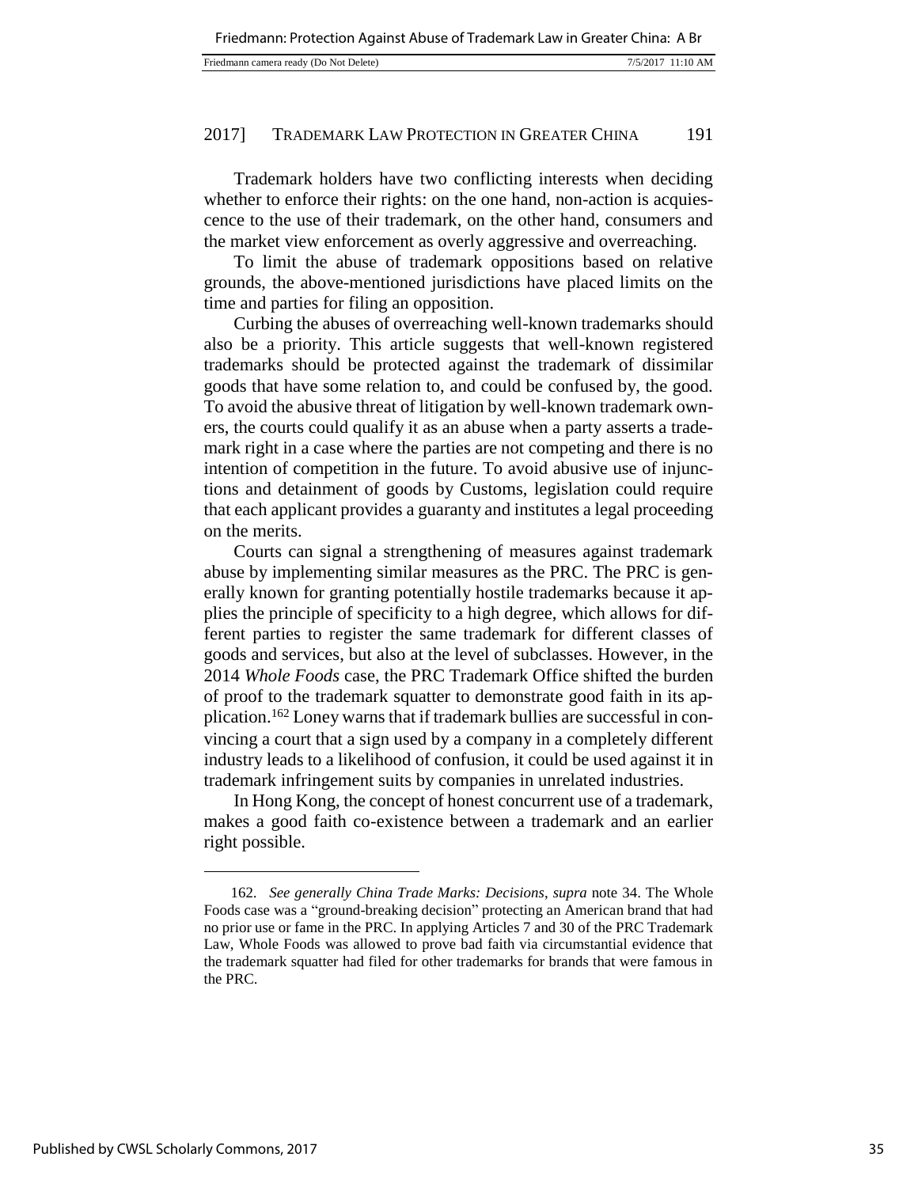Trademark holders have two conflicting interests when deciding whether to enforce their rights: on the one hand, non-action is acquiescence to the use of their trademark, on the other hand, consumers and the market view enforcement as overly aggressive and overreaching.

To limit the abuse of trademark oppositions based on relative grounds, the above-mentioned jurisdictions have placed limits on the time and parties for filing an opposition.

Curbing the abuses of overreaching well-known trademarks should also be a priority. This article suggests that well-known registered trademarks should be protected against the trademark of dissimilar goods that have some relation to, and could be confused by, the good. To avoid the abusive threat of litigation by well-known trademark owners, the courts could qualify it as an abuse when a party asserts a trademark right in a case where the parties are not competing and there is no intention of competition in the future. To avoid abusive use of injunctions and detainment of goods by Customs, legislation could require that each applicant provides a guaranty and institutes a legal proceeding on the merits.

Courts can signal a strengthening of measures against trademark abuse by implementing similar measures as the PRC. The PRC is generally known for granting potentially hostile trademarks because it applies the principle of specificity to a high degree, which allows for different parties to register the same trademark for different classes of goods and services, but also at the level of subclasses. However, in the 2014 *Whole Foods* case, the PRC Trademark Office shifted the burden of proof to the trademark squatter to demonstrate good faith in its application.[162] Loney warns that if trademark bullies are successful in convincing a court that a sign used by a company in a completely different industry leads to a likelihood of confusion, it could be used against it in trademark infringement suits by companies in unrelated industries.

In Hong Kong, the concept of honest concurrent use of a trademark, makes a good faith co-existence between a trademark and an earlier right possible.

---

162. *See generally China Trade Marks: Decisions*, *supra* note 34. The Whole Foods case was a "ground-breaking decision" protecting an American brand that had no prior use or fame in the PRC. In applying Articles 7 and 30 of the PRC Trademark Law, Whole Foods was allowed to prove bad faith via circumstantial evidence that the trademark squatter had filed for other trademarks for brands that were famous in the PRC.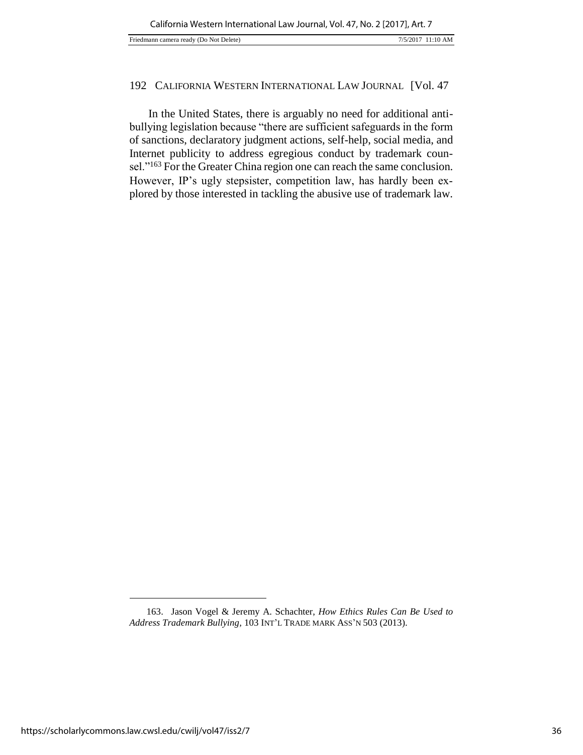In the United States, there is arguably no need for additional anti-bullying legislation because "there are sufficient safeguards in the form of sanctions, declaratory judgment actions, self-help, social media, and Internet publicity to address egregious conduct by trademark counsel."[163] For the Greater China region one can reach the same conclusion. However, IP's ugly stepsister, competition law, has hardly been explored by those interested in tackling the abusive use of trademark law.

---

163. Jason Vogel & Jeremy A. Schachter, *How Ethics Rules Can Be Used to Address Trademark Bullying*, 103 INT'L TRADE MARK ASS'N 503 (2013).